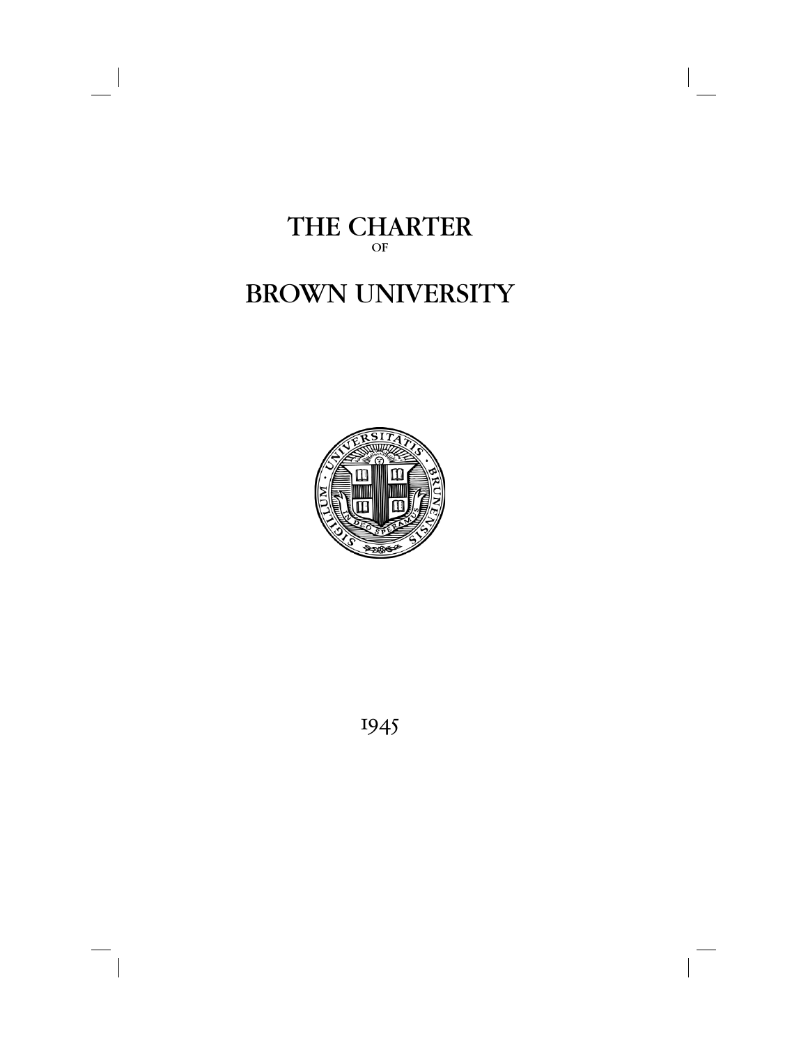# THE CHARTER

OF

# BROWN UNIVERSITY

1945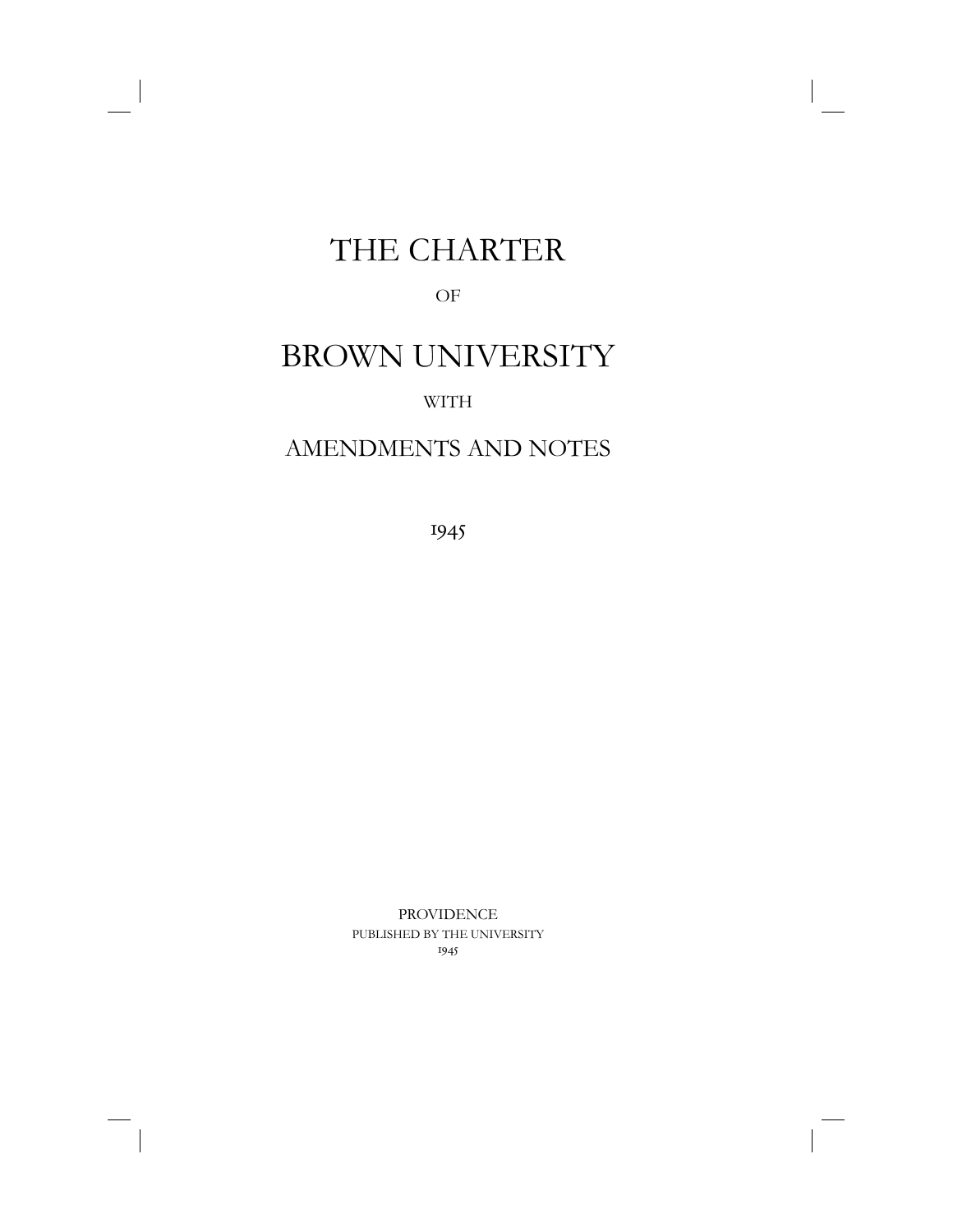# THE CHARTER

OF

# BROWN UNIVERSITY

WITH

## AMENDMENTS AND NOTES

1945

PROVIDENCE
PUBLISHED BY THE UNIVERSITY
1945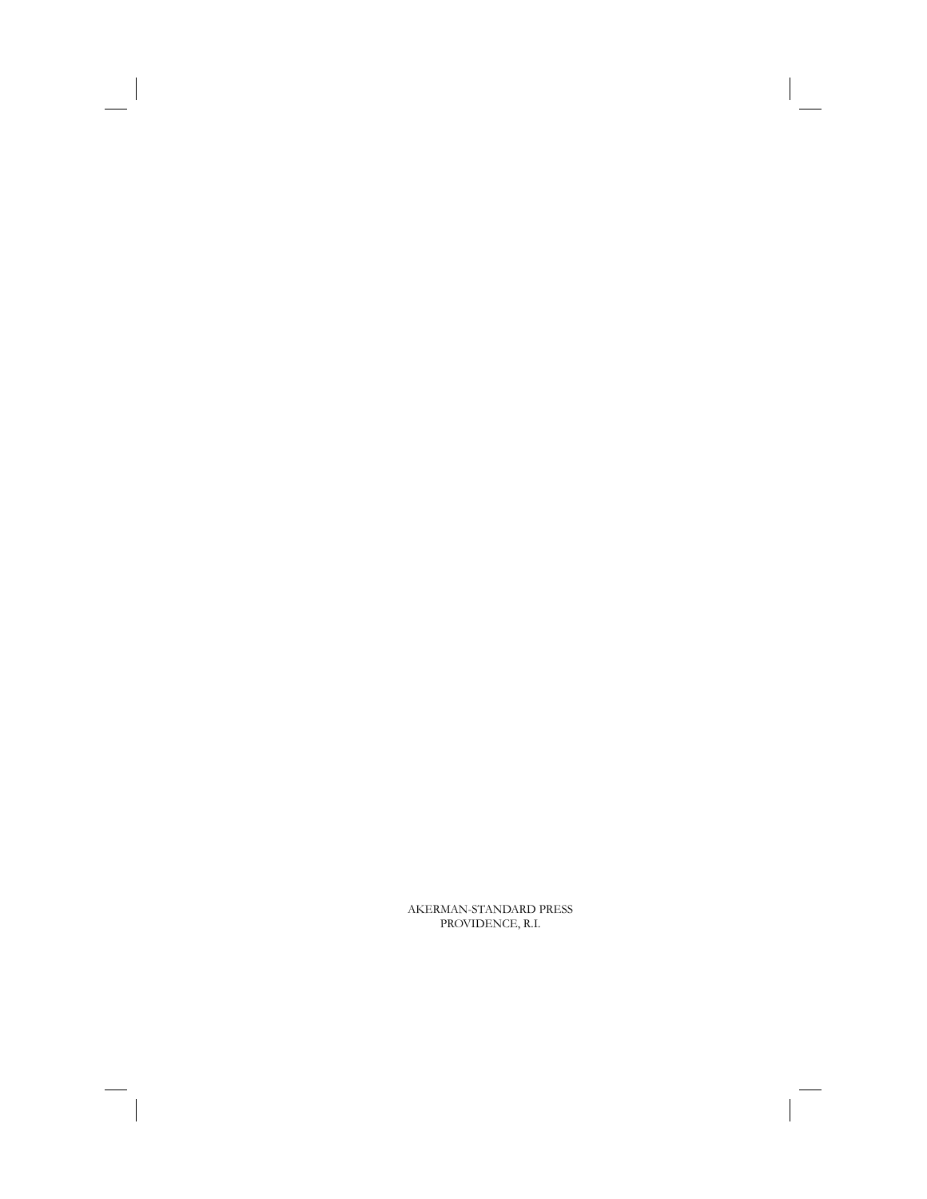AKERMAN-STANDARD PRESS
PROVIDENCE, R.I.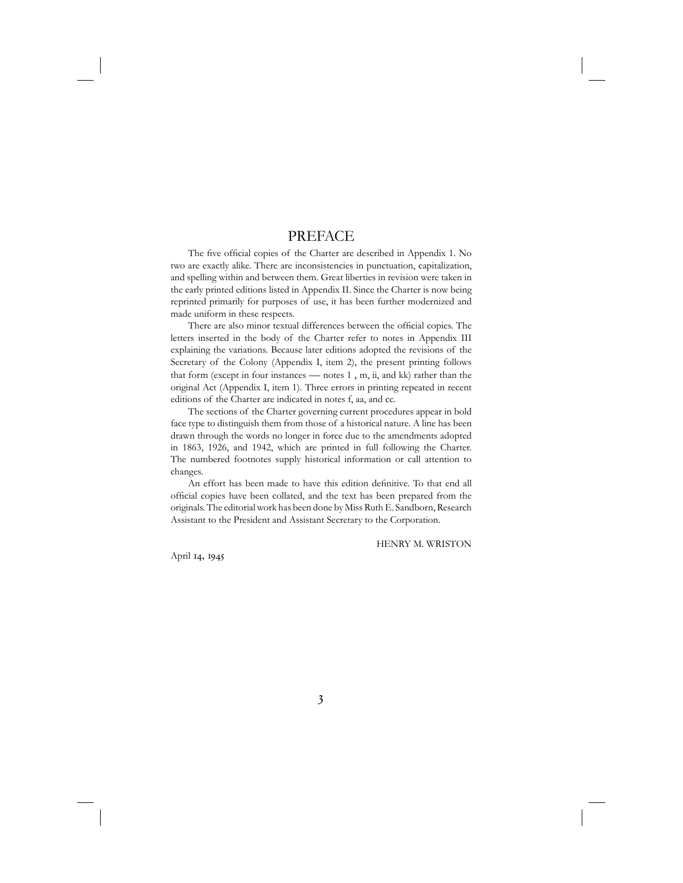# PREFACE

The five official copies of the Charter are described in Appendix 1. No two are exactly alike. There are inconsistencies in punctuation, capitalization, and spelling within and between them. Great liberties in revision were taken in the early printed editions listed in Appendix II. Since the Charter is now being reprinted primarily for purposes of use, it has been further modernized and made uniform in these respects.

There are also minor textual differences between the official copies. The letters inserted in the body of the Charter refer to notes in Appendix III explaining the variations. Because later editions adopted the revisions of the Secretary of the Colony (Appendix I, item 2), the present printing follows that form (except in four instances — notes 1 , m, ii, and kk) rather than the original Act (Appendix I, item 1). Three errors in printing repeated in recent editions of the Charter are indicated in notes f, aa, and cc.

The sections of the Charter governing current procedures appear in bold face type to distinguish them from those of a historical nature. A line has been drawn through the words no longer in force due to the amendments adopted in 1863, 1926, and 1942, which are printed in full following the Charter. The numbered footnotes supply historical information or call attention to changes.

An effort has been made to have this edition definitive. To that end all official copies have been collated, and the text has been prepared from the originals. The editorial work has been done by Miss Ruth E. Sandborn, Research Assistant to the President and Assistant Secretary to the Corporation.

HENRY M. WRISTON

April 14, 1945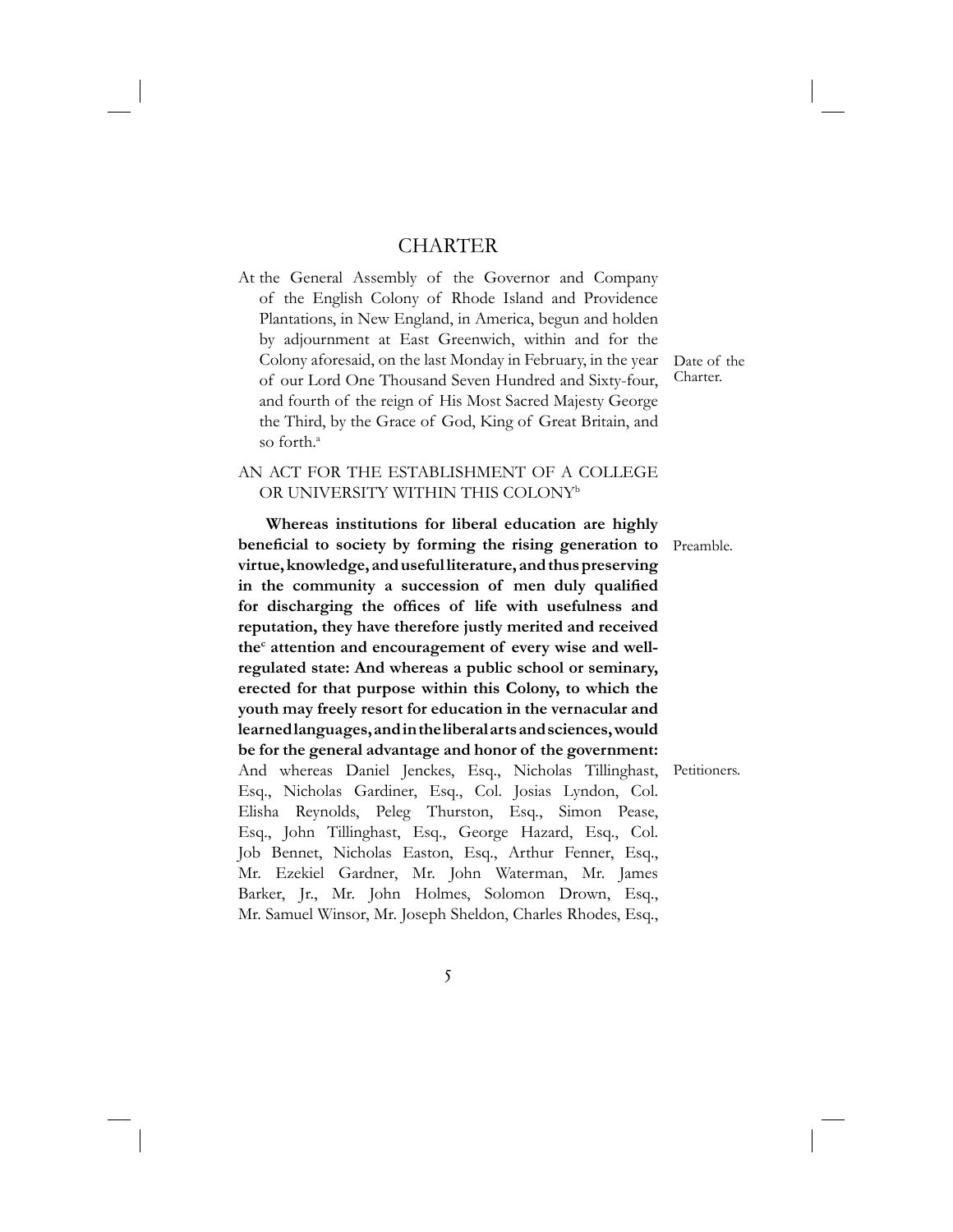# CHARTER

At the General Assembly of the Governor and Company of the English Colony of Rhode Island and Providence Plantations, in New England, in America, begun and holden by adjournment at East Greenwich, within and for the Colony aforesaid, on the last Monday in February, in the year of our Lord One Thousand Seven Hundred and Sixty-four, and fourth of the reign of His Most Sacred Majesty George the Third, by the Grace of God, King of Great Britain, and so forth.[a]

Date of the Charter.

## AN ACT FOR THE ESTABLISHMENT OF A COLLEGE OR UNIVERSITY WITHIN THIS COLONY[b]

Preamble.

**Whereas institutions for liberal education are highly beneficial to society by forming the rising generation to virtue, knowledge, and useful literature, and thus preserving in the community a succession of men duly qualified for discharging the offices of life with usefulness and reputation, they have therefore justly merited and received the[c] attention and encouragement of every wise and well-regulated state: And whereas a public school or seminary, erected for that purpose within this Colony, to which the youth may freely resort for education in the vernacular and learned languages, and in the liberal arts and sciences, would be for the general advantage and honor of the government:** And whereas Daniel Jenckes, Esq., Nicholas Tillinghast, Esq., Nicholas Gardiner, Esq., Col. Josias Lyndon, Col. Elisha Reynolds, Peleg Thurston, Esq., Simon Pease, Esq., John Tillinghast, Esq., George Hazard, Esq., Col. Job Bennet, Nicholas Easton, Esq., Arthur Fenner, Esq., Mr. Ezekiel Gardner, Mr. John Waterman, Mr. James Barker, Jr., Mr. John Holmes, Solomon Drown, Esq., Mr. Samuel Winsor, Mr. Joseph Sheldon, Charles Rhodes, Esq.,

Petitioners.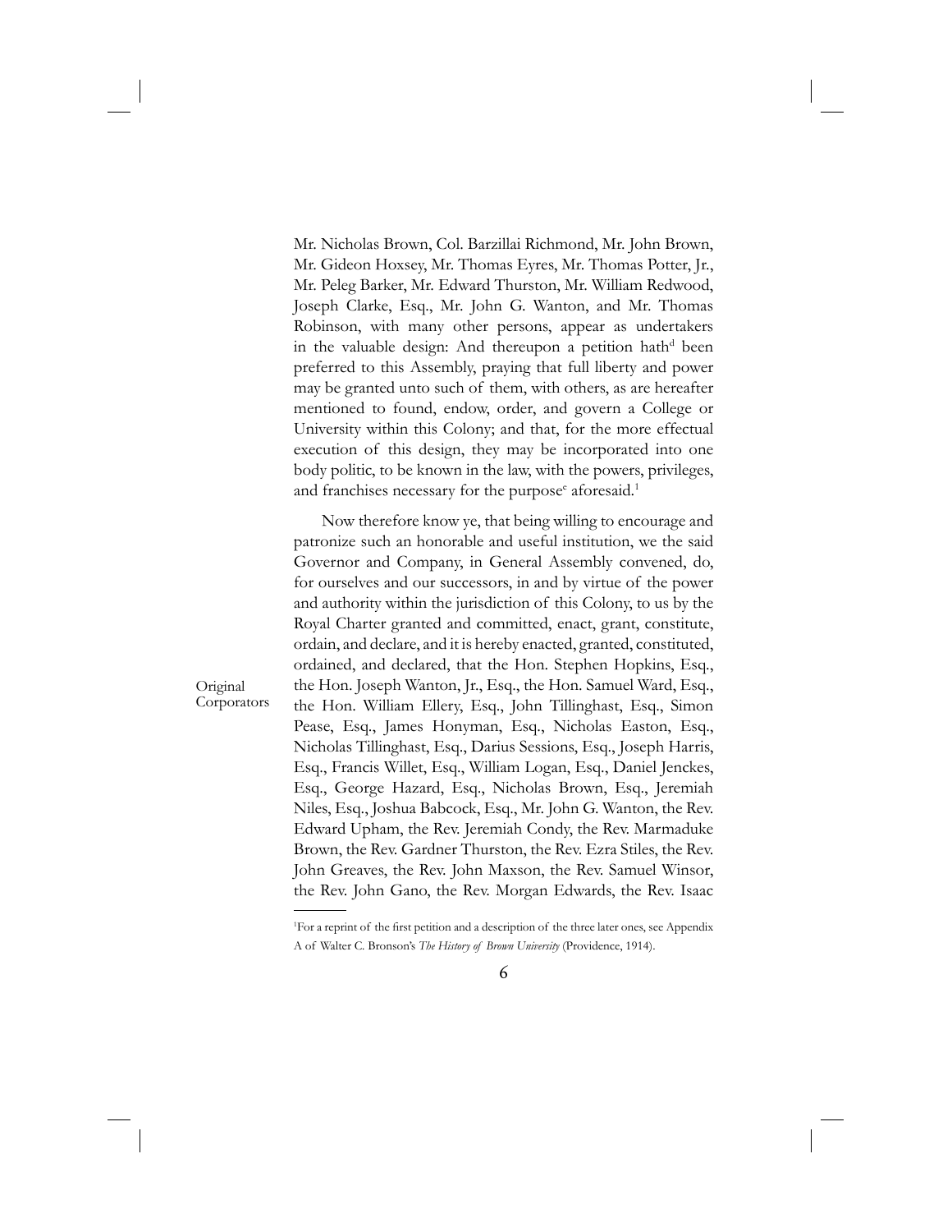Mr. Nicholas Brown, Col. Barzillai Richmond, Mr. John Brown, Mr. Gideon Hoxsey, Mr. Thomas Eyres, Mr. Thomas Potter, Jr., Mr. Peleg Barker, Mr. Edward Thurston, Mr. William Redwood, Joseph Clarke, Esq., Mr. John G. Wanton, and Mr. Thomas Robinson, with many other persons, appear as undertakers in the valuable design: And thereupon a petition hath[d] been preferred to this Assembly, praying that full liberty and power may be granted unto such of them, with others, as are hereafter mentioned to found, endow, order, and govern a College or University within this Colony; and that, for the more effectual execution of this design, they may be incorporated into one body politic, to be known in the law, with the powers, privileges, and franchises necessary for the purpose[e] aforesaid.[1]

Original Corporators

Now therefore know ye, that being willing to encourage and patronize such an honorable and useful institution, we the said Governor and Company, in General Assembly convened, do, for ourselves and our successors, in and by virtue of the power and authority within the jurisdiction of this Colony, to us by the Royal Charter granted and committed, enact, grant, constitute, ordain, and declare, and it is hereby enacted, granted, constituted, ordained, and declared, that the Hon. Stephen Hopkins, Esq., the Hon. Joseph Wanton, Jr., Esq., the Hon. Samuel Ward, Esq., the Hon. William Ellery, Esq., John Tillinghast, Esq., Simon Pease, Esq., James Honyman, Esq., Nicholas Easton, Esq., Nicholas Tillinghast, Esq., Darius Sessions, Esq., Joseph Harris, Esq., Francis Willet, Esq., William Logan, Esq., Daniel Jenckes, Esq., George Hazard, Esq., Nicholas Brown, Esq., Jeremiah Niles, Esq., Joshua Babcock, Esq., Mr. John G. Wanton, the Rev. Edward Upham, the Rev. Jeremiah Condy, the Rev. Marmaduke Brown, the Rev. Gardner Thurston, the Rev. Ezra Stiles, the Rev. John Greaves, the Rev. John Maxson, the Rev. Samuel Winsor, the Rev. John Gano, the Rev. Morgan Edwards, the Rev. Isaac

---

[1] For a reprint of the first petition and a description of the three later ones, see Appendix A of Walter C. Bronson's *The History of Brown University* (Providence, 1914).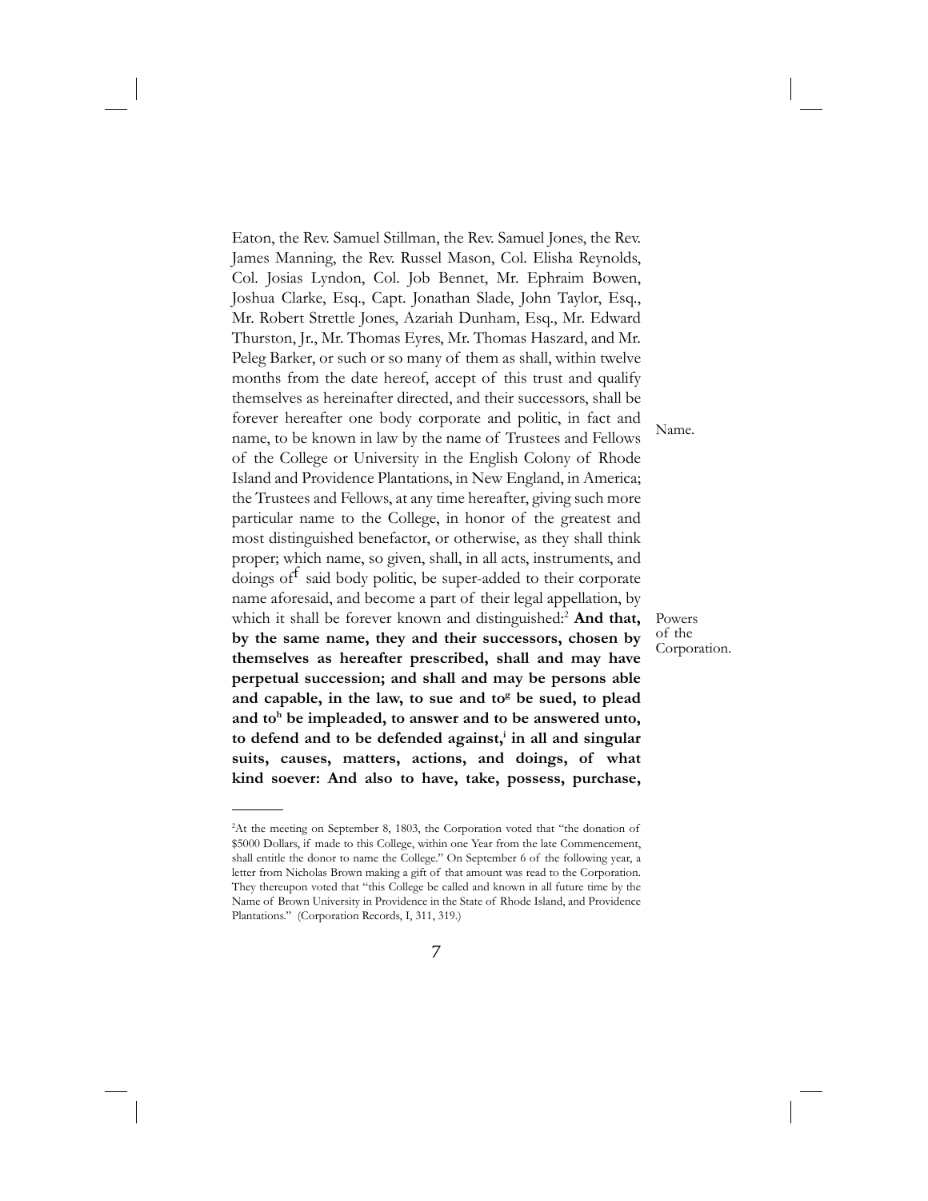Eaton, the Rev. Samuel Stillman, the Rev. Samuel Jones, the Rev. James Manning, the Rev. Russel Mason, Col. Elisha Reynolds, Col. Josias Lyndon, Col. Job Bennet, Mr. Ephraim Bowen, Joshua Clarke, Esq., Capt. Jonathan Slade, John Taylor, Esq., Mr. Robert Strettle Jones, Azariah Dunham, Esq., Mr. Edward Thurston, Jr., Mr. Thomas Eyres, Mr. Thomas Haszard, and Mr. Peleg Barker, or such or so many of them as shall, within twelve months from the date hereof, accept of this trust and qualify themselves as hereinafter directed, and their successors, shall be forever hereafter one body corporate and politic, in fact and name, to be known in law by the name of Trustees and Fellows of the College or University in the English Colony of Rhode Island and Providence Plantations, in New England, in America; the Trustees and Fellows, at any time hereafter, giving such more particular name to the College, in honor of the greatest and most distinguished benefactor, or otherwise, as they shall think proper; which name, so given, shall, in all acts, instruments, and doings of[f] said body politic, be super-added to their corporate name aforesaid, and become a part of their legal appellation, by which it shall be forever known and distinguished:[2] **And that, by the same name, they and their successors, chosen by themselves as hereafter prescribed, shall and may have perpetual succession; and shall and may be persons able and capable, in the law, to sue and to[g] be sued, to plead and to[h] be impleaded, to answer and to be answered unto, to defend and to be defended against,[i] in all and singular suits, causes, matters, actions, and doings, of what kind soever: And also to have, take, possess, purchase,**

Name.

Powers of the Corporation.

---

[2]At the meeting on September 8, 1803, the Corporation voted that "the donation of $5000 Dollars, if made to this College, within one Year from the late Commencement, shall entitle the donor to name the College." On September 6 of the following year, a letter from Nicholas Brown making a gift of that amount was read to the Corporation. They thereupon voted that "this College be called and known in all future time by the Name of Brown University in Providence in the State of Rhode Island, and Providence Plantations." (Corporation Records, I, 311, 319.)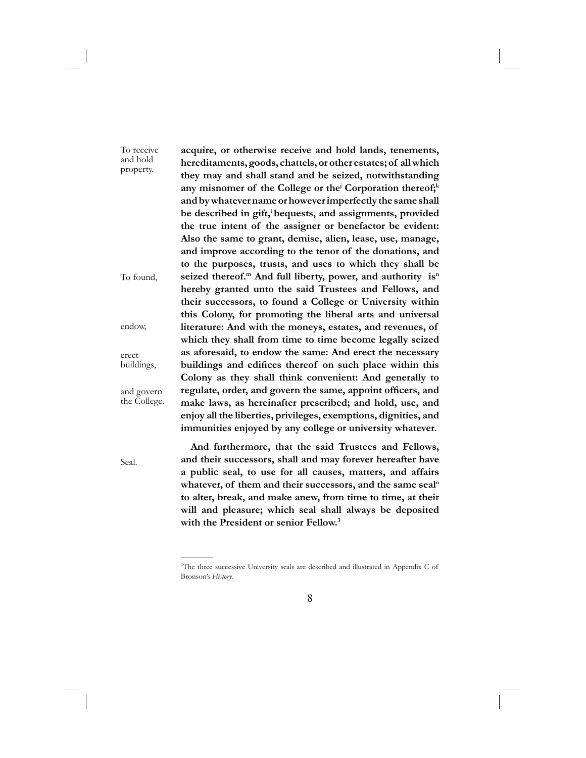To receive and hold property.

**acquire, or otherwise receive and hold lands, tenements, hereditaments, goods, chattels, or other estates; of all which they may and shall stand and be seized, notwithstanding any misnomer of the College or the[j] Corporation thereof;[k] and by whatever name or however imperfectly the same shall be described in gift,[l] bequests, and assignments, provided the true intent of the assigner or benefactor be evident: Also the same to grant, demise, alien, lease, use, manage, and improve according to the tenor of the donations, and to the purposes, trusts, and uses to which they shall be seized thereof.[m] And full liberty, power, and authority is[n] hereby granted unto the said Trustees and Fellows, and their successors, to found a College or University within this Colony, for promoting the liberal arts and universal literature: And with the moneys, estates, and revenues, of which they shall from time to time become legally seized as aforesaid, to endow the same: And erect the necessary buildings and edifices thereof on such place within this Colony as they shall think convenient: And generally to regulate, order, and govern the same, appoint officers, and make laws, as hereinafter prescribed; and hold, use, and enjoy all the liberties, privileges, exemptions, dignities, and immunities enjoyed by any college or university whatever.**

To found, endow, erect buildings, and govern the College.

Seal.

**And furthermore, that the said Trustees and Fellows, and their successors, shall and may forever hereafter have a public seal, to use for all causes, matters, and affairs whatever, of them and their successors, and the same seal[o] to alter, break, and make anew, from time to time, at their will and pleasure; which seal shall always be deposited with the President or senior Fellow.[3]**

---

[3]The three successive University seals are described and illustrated in Appendix C of Bronson's *History.*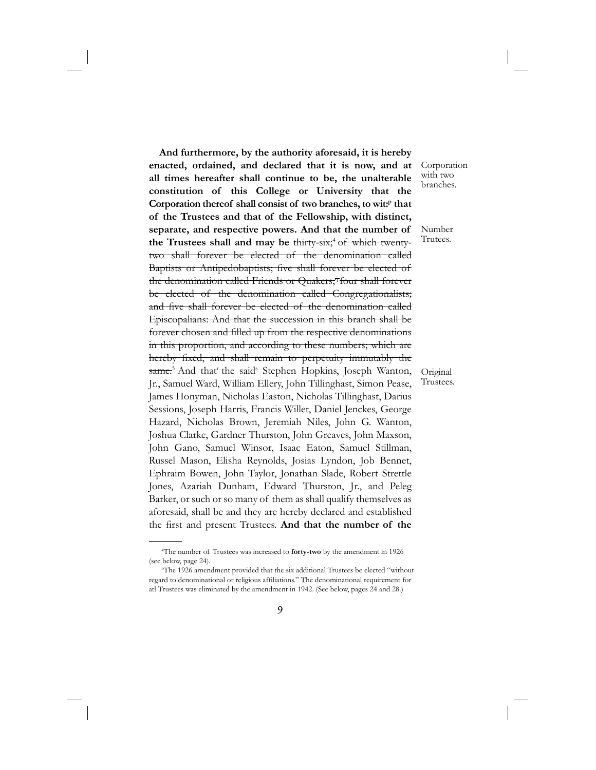**And furthermore, by the authority aforesaid, it is hereby enacted, ordained, and declared that it is now, and at all times hereafter shall continue to be, the unalterable constitution of this College or University that the Corporation thereof shall consist of two branches, to wit:**[p] **that of the Trustees and that of the Fellowship, with distinct, separate, and respective powers. And that the number of the Trustees shall and may be** ~~thirty-six;~~[4] ~~of which twenty-two shall forever be elected of the denomination called Baptists or Antipedobaptists; five shall forever be elected of the denomination called Friends or Quakers;~~[q] ~~four shall forever be elected of the denomination called Congregationalists; and five shall forever be elected of the denomination called Episcopalians: And that the succession in this branch shall be forever chosen and filled up from the respective denominations in this proportion, and according to these numbers; which are hereby fixed, and shall remain to perpetuity immutably the same.~~[5] And that[r] the said[s] Stephen Hopkins, Joseph Wanton, Jr., Samuel Ward, William Ellery, John Tillinghast, Simon Pease, James Honyman, Nicholas Easton, Nicholas Tillinghast, Darius Sessions, Joseph Harris, Francis Willet, Daniel Jenckes, George Hazard, Nicholas Brown, Jeremiah Niles, John G. Wanton, Joshua Clarke, Gardner Thurston, John Greaves, John Maxson, John Gano, Samuel Winsor, Isaac Eaton, Samuel Stillman, Russel Mason, Elisha Reynolds, Josias Lyndon, Job Bennet, Ephraim Bowen, John Taylor, Jonathan Slade, Robert Strettle Jones, Azariah Dunham, Edward Thurston, Jr., and Peleg Barker, or such or so many of them as shall qualify themselves as aforesaid, shall be and they are hereby declared and established the first and present Trustees. **And that the number of the**

Corporation with two branches.

Number Trutees.

Original Trustees.

---

[4]The number of Trustees was increased to **forty-two** by the amendment in 1926 (see below, page 24).

[5]The 1926 amendment provided that the six additional Trustees be elected "without regard to denominational or religious affiliations." The denominational requirement for atl Trustees was eliminated by the amendment in 1942. (See below, pages 24 and 28.)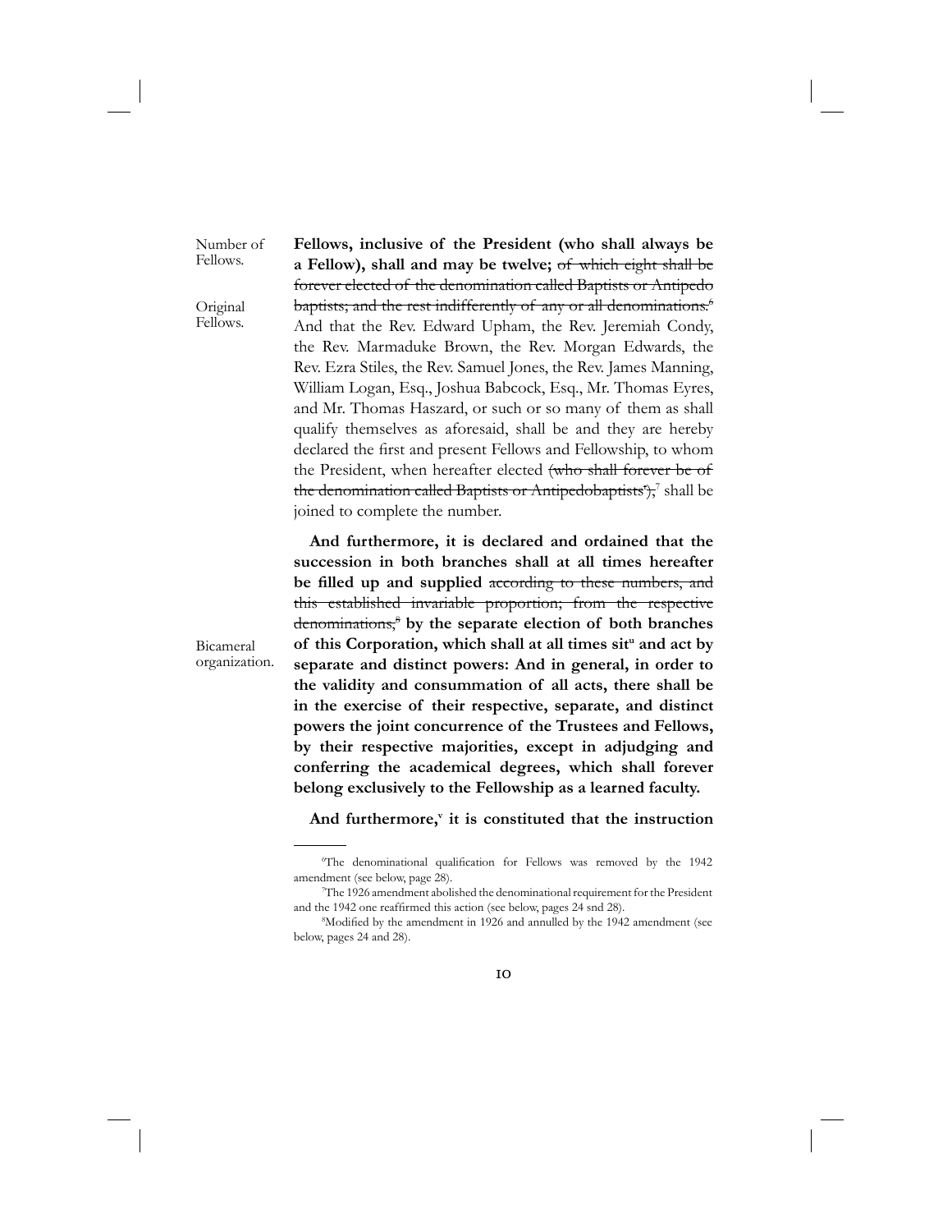Number of Fellows.

**Fellows, inclusive of the President (who shall always be a Fellow), shall and may be twelve;** ~~of which eight shall be forever elected of the denomination called Baptists or Antipedo baptists; and the rest indifferently of any or all denominations.~~[6]

Original Fellows.

And that the Rev. Edward Upham, the Rev. Jeremiah Condy, the Rev. Marmaduke Brown, the Rev. Morgan Edwards, the Rev. Ezra Stiles, the Rev. Samuel Jones, the Rev. James Manning, William Logan, Esq., Joshua Babcock, Esq., Mr. Thomas Eyres, and Mr. Thomas Haszard, or such or so many of them as shall qualify themselves as aforesaid, shall be and they are hereby declared the first and present Fellows and Fellowship, to whom the President, when hereafter elected ~~(who shall forever be of the denomination called Baptists or Antipedobaptists[t]),~~[7] shall be joined to complete the number.

Bicameral organization.

**And furthermore, it is declared and ordained that the succession in both branches shall at all times hereafter be filled up and supplied** ~~according to these numbers, and this established invariable proportion; from the respective denominations,~~[8] **by the separate election of both branches of this Corporation, which shall at all times sit[u] and act by separate and distinct powers: And in general, in order to the validity and consummation of all acts, there shall be in the exercise of their respective, separate, and distinct powers the joint concurrence of the Trustees and Fellows, by their respective majorities, except in adjudging and conferring the academical degrees, which shall forever belong exclusively to the Fellowship as a learned faculty.**

**And furthermore,[v] it is constituted that the instruction**

---

[6]The denominational qualification for Fellows was removed by the 1942 amendment (see below, page 28).

[7]The 1926 amendment abolished the denominational requirement for the President and the 1942 one reaffirmed this action (see below, pages 24 snd 28).

[8]Modified by the amendment in 1926 and annulled by the 1942 amendment (see below, pages 24 and 28).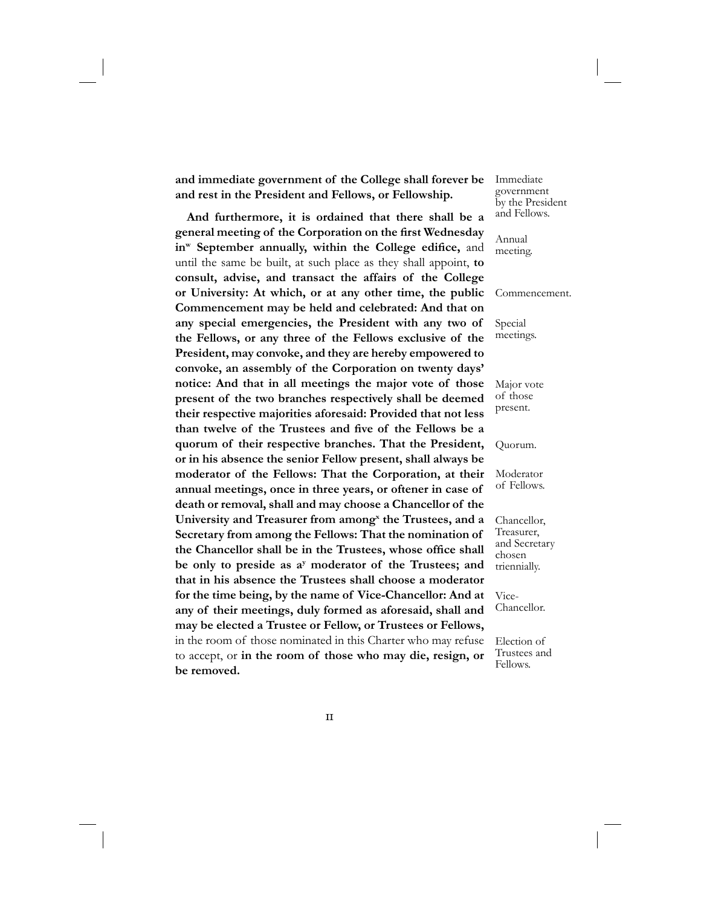**and immediate government of the College shall forever be and rest in the President and Fellows, or Fellowship.**

Immediate government by the President and Fellows.

**And furthermore, it is ordained that there shall be a general meeting of the Corporation on the first Wednesday in[w] September annually, within the College edifice,** and until the same be built, at such place as they shall appoint, **to consult, advise, and transact the affairs of the College or University: At which, or at any other time, the public Commencement may be held and celebrated: And that on any special emergencies, the President with any two of the Fellows, or any three of the Fellows exclusive of the President, may convoke, and they are hereby empowered to convoke, an assembly of the Corporation on twenty days' notice: And that in all meetings the major vote of those present of the two branches respectively shall be deemed their respective majorities aforesaid: Provided that not less than twelve of the Trustees and five of the Fellows be a quorum of their respective branches. That the President, or in his absence the senior Fellow present, shall always be moderator of the Fellows: That the Corporation, at their annual meetings, once in three years, or oftener in case of death or removal, shall and may choose a Chancellor of the University and Treasurer from among[x] the Trustees, and a Secretary from among the Fellows: That the nomination of the Chancellor shall be in the Trustees, whose office shall be only to preside as a[y] moderator of the Trustees; and that in his absence the Trustees shall choose a moderator for the time being, by the name of Vice-Chancellor: And at any of their meetings, duly formed as aforesaid, shall and may be elected a Trustee or Fellow, or Trustees or Fellows,** in the room of those nominated in this Charter who may refuse to accept, or **in the room of those who may die, resign, or be removed.**

Annual meeting.

Commencement.

Special meetings.

Major vote of those present.

Quorum.

Moderator of Fellows.

Chancellor, Treasurer, and Secretary chosen triennially.

Vice-Chancellor.

Election of Trustees and Fellows.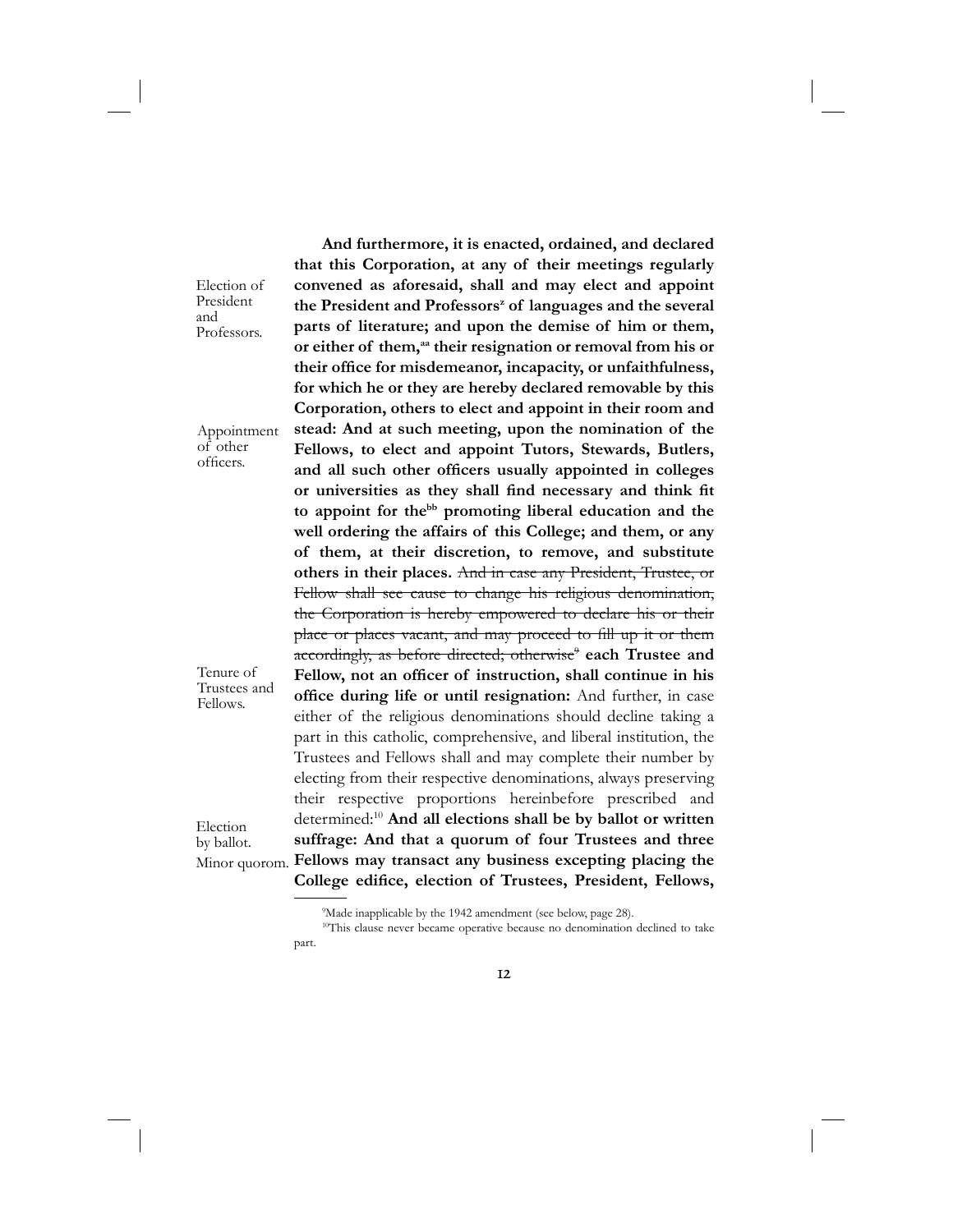Election of President and Professors.

**And furthermore, it is enacted, ordained, and declared that this Corporation, at any of their meetings regularly convened as aforesaid, shall and may elect and appoint the President and Professors[z] of languages and the several parts of literature; and upon the demise of him or them, or either of them,[aa] their resignation or removal from his or their office for misdemeanor, incapacity, or unfaithfulness, for which he or they are hereby declared removable by this Corporation, others to elect and appoint in their room and stead: And at such meeting, upon the nomination of the Fellows, to elect and appoint Tutors, Stewards, Butlers, and all such other officers usually appointed in colleges or universities as they shall find necessary and think fit to appoint for the[bb] promoting liberal education and the well ordering the affairs of this College; and them, or any of them, at their discretion, to remove, and substitute others in their places.** ~~And in case any President, Trustee, or Fellow shall see cause to change his religious denomination, the Corporation is hereby empowered to declare his or their place or places vacant, and may proceed to fill up it or them accordingly, as before directed; otherwise~~[9] **each Trustee and Fellow, not an officer of instruction, shall continue in his office during life or until resignation:** And further, in case either of the religious denominations should decline taking a part in this catholic, comprehensive, and liberal institution, the Trustees and Fellows shall and may complete their number by electing from their respective denominations, always preserving their respective proportions hereinbefore prescribed and determined:[10] **And all elections shall be by ballot or written suffrage: And that a quorum of four Trustees and three Fellows may transact any business excepting placing the College edifice, election of Trustees, President, Fellows,**

Appointment of other officers.

Tenure of Trustees and Fellows.

Election by ballot.

Minor quorom.

---

[9] Made inapplicable by the 1942 amendment (see below, page 28).

[10] This clause never became operative because no denomination declined to take part.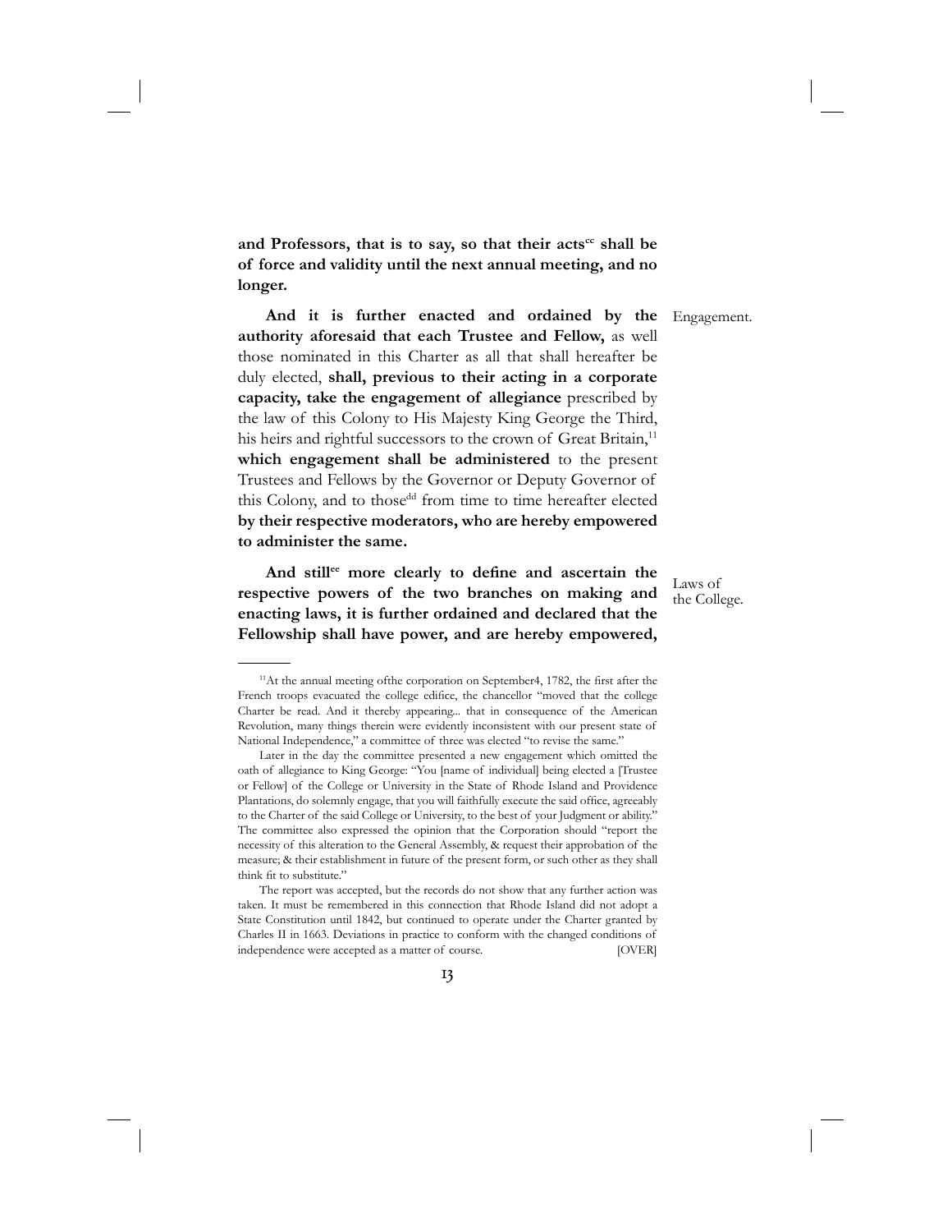**and Professors, that is to say, so that their acts[cc] shall be of force and validity until the next annual meeting, and no longer.**

Engagement.

**And it is further enacted and ordained by the authority aforesaid that each Trustee and Fellow,** as well those nominated in this Charter as all that shall hereafter be duly elected, **shall, previous to their acting in a corporate capacity, take the engagement of allegiance** prescribed by the law of this Colony to His Majesty King George the Third, his heirs and rightful successors to the crown of Great Britain,[11] **which engagement shall be administered** to the present Trustees and Fellows by the Governor or Deputy Governor of this Colony, and to those[dd] from time to time hereafter elected **by their respective moderators, who are hereby empowered to administer the same.**

Laws of the College.

**And still[ee] more clearly to define and ascertain the respective powers of the two branches on making and enacting laws, it is further ordained and declared that the Fellowship shall have power, and are hereby empowered,**

---

[11] At the annual meeting ofthe corporation on September4, 1782, the first after the French troops evacuated the college edifice, the chancellor "moved that the college Charter be read. And it thereby appearing... that in consequence of the American Revolution, many things therein were evidently inconsistent with our present state of National Independence," a committee of three was elected "to revise the same."

Later in the day the committee presented a new engagement which omitted the oath of allegiance to King George: "You [name of individual] being elected a [Trustee or Fellow] of the College or University in the State of Rhode Island and Providence Plantations, do solemnly engage, that you will faithfully execute the said office, agreeably to the Charter of the said College or University, to the best of your Judgment or ability." The committee also expressed the opinion that the Corporation should "report the necessity of this alteration to the General Assembly, & request their approbation of the measure; & their establishment in future of the present form, or such other as they shall think fit to substitute."

The report was accepted, but the records do not show that any further action was taken. It must be remembered in this connection that Rhode Island did not adopt a State Constitution until 1842, but continued to operate under the Charter granted by Charles II in 1663. Deviations in practice to conform with the changed conditions of independence were accepted as a matter of course. [OVER]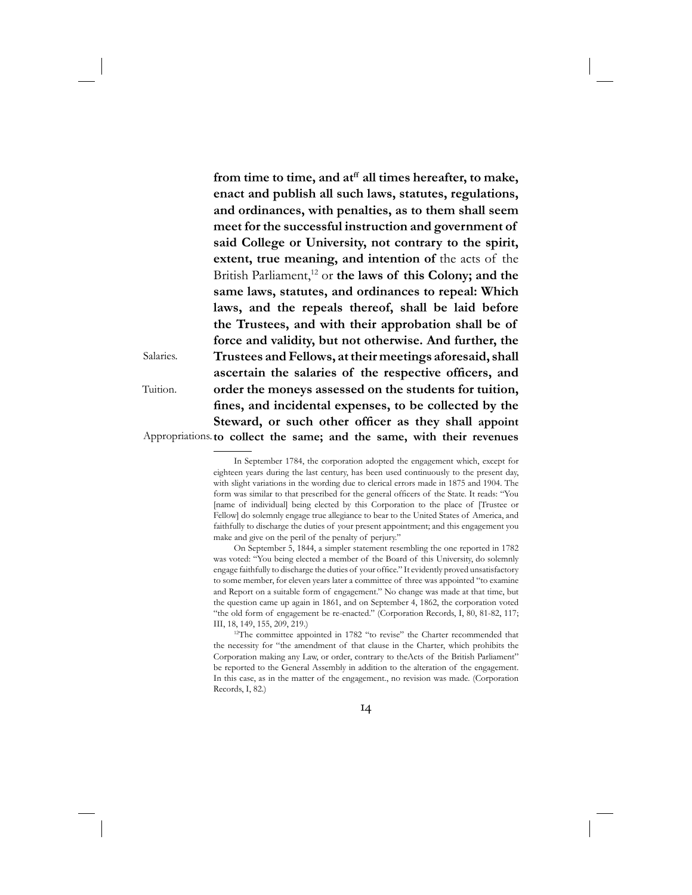**from time to time, and at[ff] all times hereafter, to make, enact and publish all such laws, statutes, regulations, and ordinances, with penalties, as to them shall seem meet for the successful instruction and government of said College or University, not contrary to the spirit, extent, true meaning, and intention of** the acts of the British Parliament,[12] or **the laws of this Colony; and the same laws, statutes, and ordinances to repeal: Which laws, and the repeals thereof, shall be laid before the Trustees, and with their approbation shall be of force and validity, but not otherwise. And further, the Trustees and Fellows, at their meetings aforesaid, shall ascertain the salaries of the respective officers, and order the moneys assessed on the students for tuition, fines, and incidental expenses, to be collected by the Steward, or such other officer as they shall appoint to collect the same; and the same, with their revenues**

Salaries.

Tuition.

Appropriations.

---

In September 1784, the corporation adopted the engagement which, except for eighteen years during the last century, has been used continuously to the present day, with slight variations in the wording due to clerical errors made in 1875 and 1904. The form was similar to that prescribed for the general officers of the State. It reads: "You [name of individual] being elected by this Corporation to the place of [Trustee or Fellow] do solemnly engage true allegiance to bear to the United States of America, and faithfully to discharge the duties of your present appointment; and this engagement you make and give on the peril of the penalty of perjury."

On September 5, 1844, a simpler statement resembling the one reported in 1782 was voted: "You being elected a member of the Board of this University, do solemnly engage faithfully to discharge the duties of your office." It evidently proved unsatisfactory to some member, for eleven years later a committee of three was appointed "to examine and Report on a suitable form of engagement." No change was made at that time, but the question came up again in 1861, and on September 4, 1862, the corporation voted "the old form of engagement be re-enacted." (Corporation Records, I, 80, 81-82, 117; III, 18, 149, 155, 209, 219.)

[12]The committee appointed in 1782 "to revise" the Charter recommended that the necessity for "the amendment of that clause in the Charter, which prohibits the Corporation making any Law, or order, contrary to theActs of the British Parliament" be reported to the General Assembly in addition to the alteration of the engagement. In this case, as in the matter of the engagement., no revision was made. (Corporation Records, I, 82.)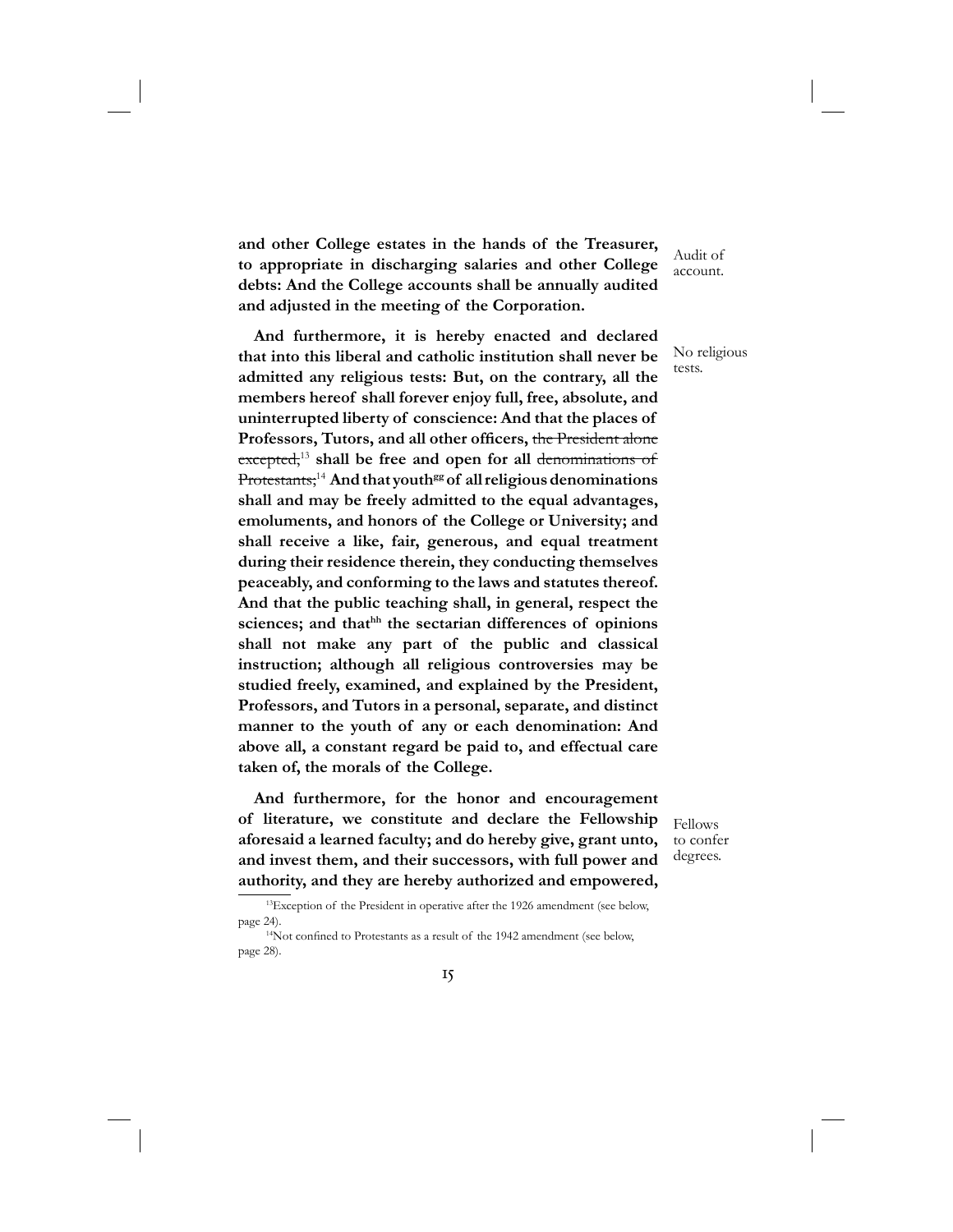**and other College estates in the hands of the Treasurer, to appropriate in discharging salaries and other College debts: And the College accounts shall be annually audited and adjusted in the meeting of the Corporation.**

Audit of account.

**And furthermore, it is hereby enacted and declared that into this liberal and catholic institution shall never be admitted any religious tests: But, on the contrary, all the members hereof shall forever enjoy full, free, absolute, and uninterrupted liberty of conscience: And that the places of Professors, Tutors, and all other officers,** ~~the President alone excepted,~~[13] **shall be free and open for all** ~~denominations of Protestants;~~[14] **And that youth**[gg] **of all religious denominations shall and may be freely admitted to the equal advantages, emoluments, and honors of the College or University; and shall receive a like, fair, generous, and equal treatment during their residence therein, they conducting themselves peaceably, and conforming to the laws and statutes thereof. And that the public teaching shall, in general, respect the sciences; and that**[hh] **the sectarian differences of opinions shall not make any part of the public and classical instruction; although all religious controversies may be studied freely, examined, and explained by the President, Professors, and Tutors in a personal, separate, and distinct manner to the youth of any or each denomination: And above all, a constant regard be paid to, and effectual care taken of, the morals of the College.**

No religious tests.

**And furthermore, for the honor and encouragement of literature, we constitute and declare the Fellowship aforesaid a learned faculty; and do hereby give, grant unto, and invest them, and their successors, with full power and authority, and they are hereby authorized and empowered,**

Fellows to confer degrees.

[13] Exception of the President in operative after the 1926 amendment (see below, page 24).

[14] Not confined to Protestants as a result of the 1942 amendment (see below, page 28).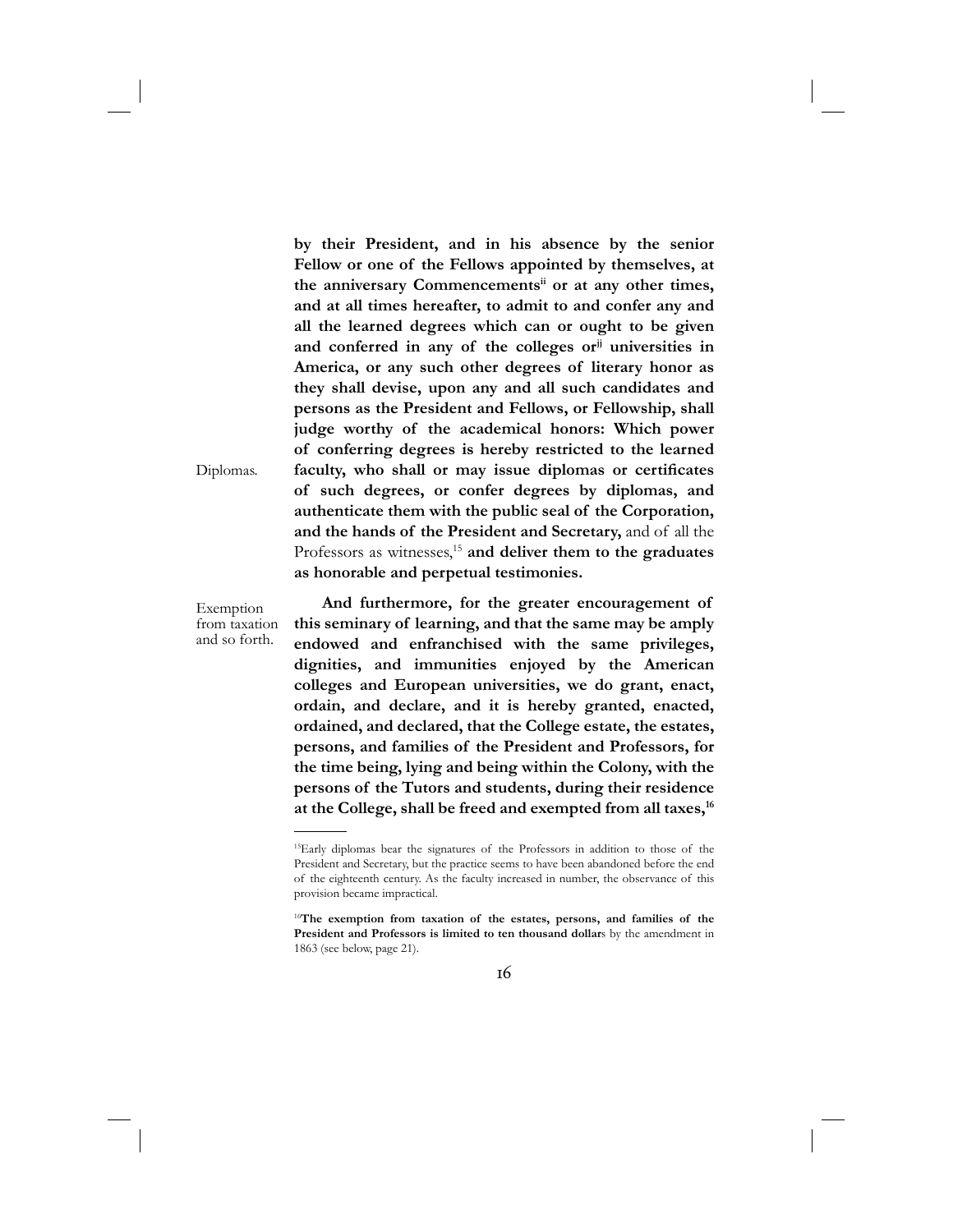**by their President, and in his absence by the senior Fellow or one of the Fellows appointed by themselves, at the anniversary Commencements**[ii] **or at any other times, and at all times hereafter, to admit to and confer any and all the learned degrees which can or ought to be given and conferred in any of the colleges or**[jj] **universities in America, or any such other degrees of literary honor as they shall devise, upon any and all such candidates and persons as the President and Fellows, or Fellowship, shall judge worthy of the academical honors: Which power of conferring degrees is hereby restricted to the learned faculty, who shall or may issue diplomas or certificates of such degrees, or confer degrees by diplomas, and authenticate them with the public seal of the Corporation, and the hands of the President and Secretary,** and of all the Professors as witnesses,[15] **and deliver them to the graduates as honorable and perpetual testimonies.**

Diplomas.

Exemption from taxation and so forth.

**And furthermore, for the greater encouragement of this seminary of learning, and that the same may be amply endowed and enfranchised with the same privileges, dignities, and immunities enjoyed by the American colleges and European universities, we do grant, enact, ordain, and declare, and it is hereby granted, enacted, ordained, and declared, that the College estate, the estates, persons, and families of the President and Professors, for the time being, lying and being within the Colony, with the persons of the Tutors and students, during their residence at the College, shall be freed and exempted from all taxes,**[16]

---

[15]Early diplomas bear the signatures of the Professors in addition to those of the President and Secretary, but the practice seems to have been abandoned before the end of the eighteenth century. As the faculty increased in number, the observance of this provision became impractical.

[16]**The exemption from taxation of the estates, persons, and families of the President and Professors is limited to ten thousand dollar**s by the amendment in 1863 (see below, page 21).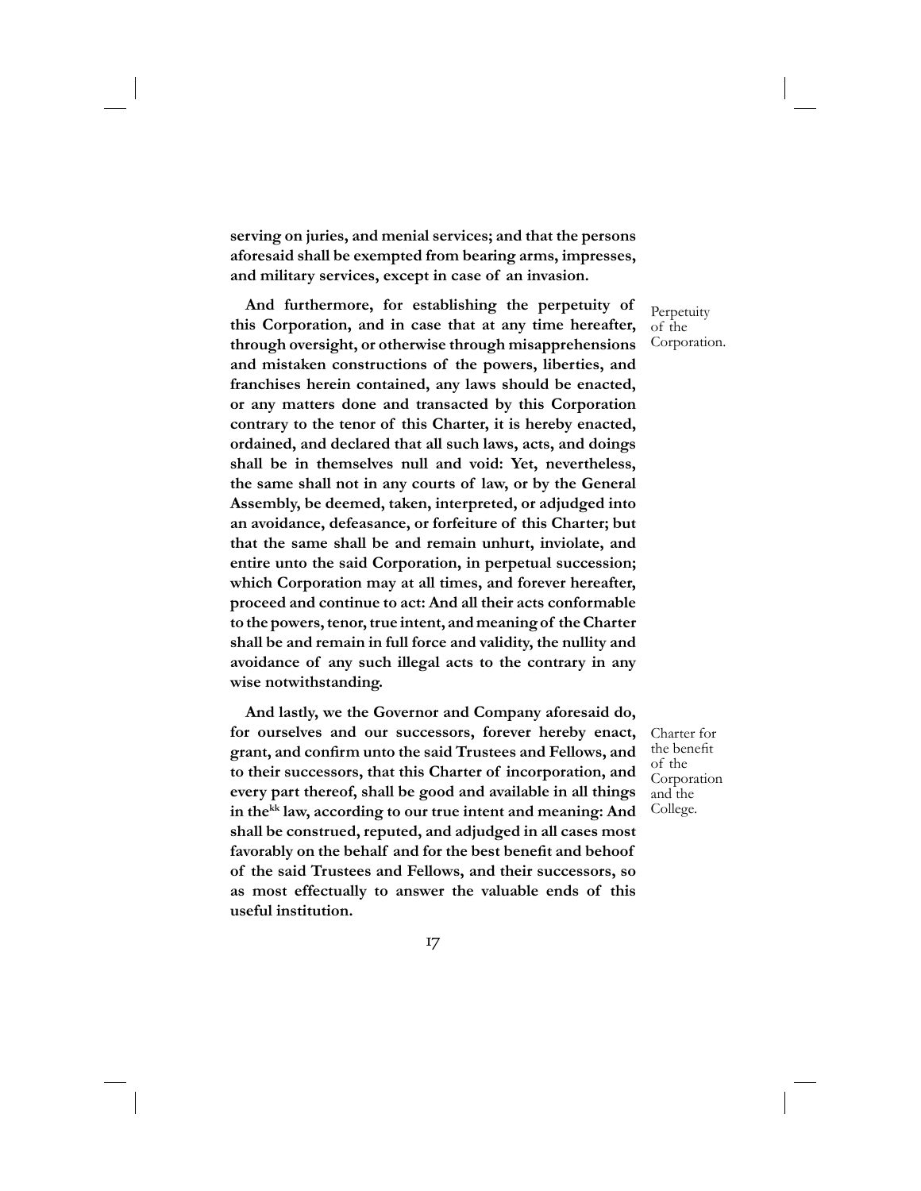**serving on juries, and menial services; and that the persons aforesaid shall be exempted from bearing arms, impresses, and military services, except in case of an invasion.**

Perpetuity of the Corporation.

**And furthermore, for establishing the perpetuity of this Corporation, and in case that at any time hereafter, through oversight, or otherwise through misapprehensions and mistaken constructions of the powers, liberties, and franchises herein contained, any laws should be enacted, or any matters done and transacted by this Corporation contrary to the tenor of this Charter, it is hereby enacted, ordained, and declared that all such laws, acts, and doings shall be in themselves null and void: Yet, nevertheless, the same shall not in any courts of law, or by the General Assembly, be deemed, taken, interpreted, or adjudged into an avoidance, defeasance, or forfeiture of this Charter; but that the same shall be and remain unhurt, inviolate, and entire unto the said Corporation, in perpetual succession; which Corporation may at all times, and forever hereafter, proceed and continue to act: And all their acts conformable to the powers, tenor, true intent, and meaning of the Charter shall be and remain in full force and validity, the nullity and avoidance of any such illegal acts to the contrary in any wise notwithstanding.**

Charter for the benefit of the Corporation and the College.

**And lastly, we the Governor and Company aforesaid do, for ourselves and our successors, forever hereby enact, grant, and confirm unto the said Trustees and Fellows, and to their successors, that this Charter of incorporation, and every part thereof, shall be good and available in all things in the[kk] law, according to our true intent and meaning: And shall be construed, reputed, and adjudged in all cases most favorably on the behalf and for the best benefit and behoof of the said Trustees and Fellows, and their successors, so as most effectually to answer the valuable ends of this useful institution.**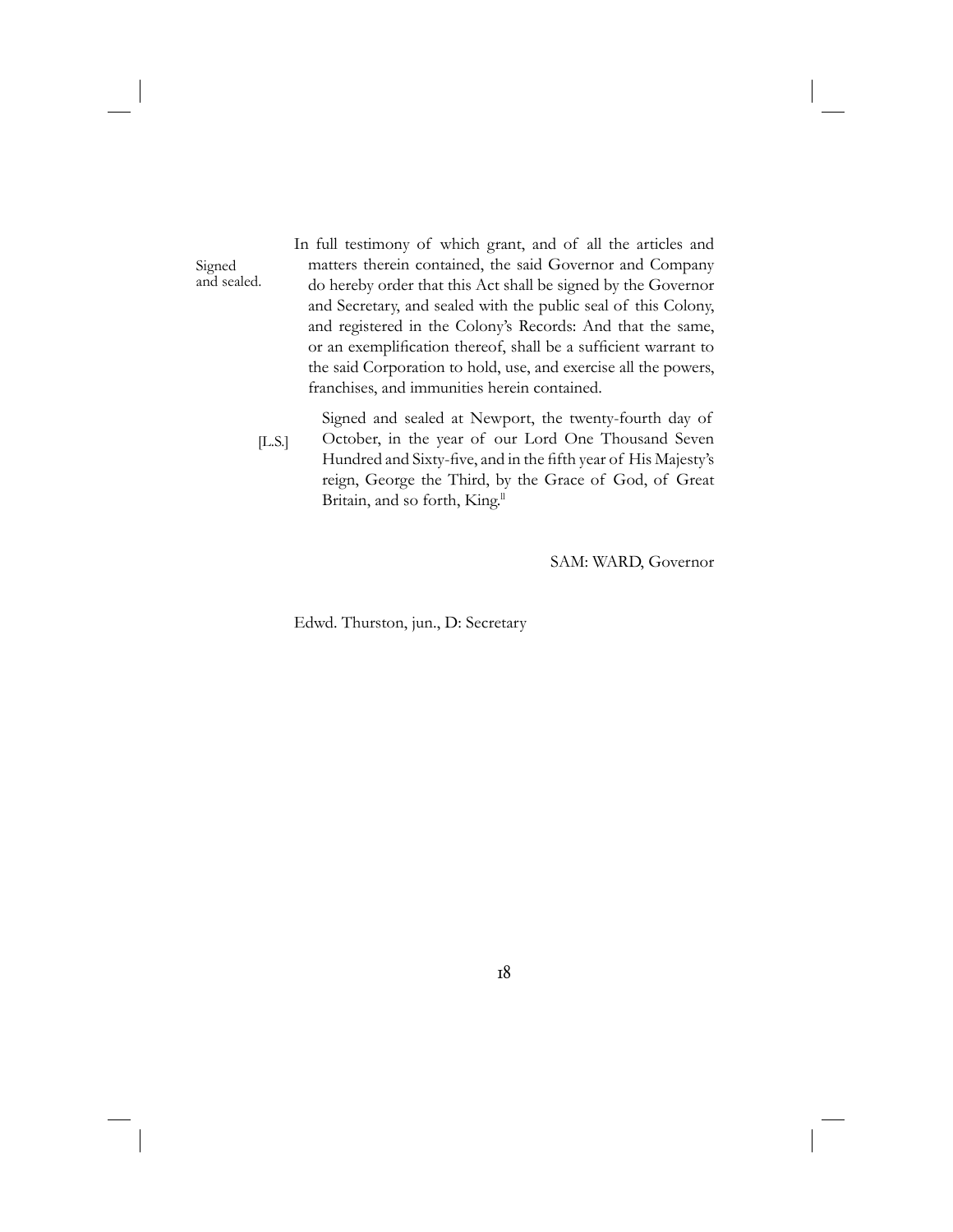Signed and sealed.

In full testimony of which grant, and of all the articles and matters therein contained, the said Governor and Company do hereby order that this Act shall be signed by the Governor and Secretary, and sealed with the public seal of this Colony, and registered in the Colony's Records: And that the same, or an exemplification thereof, shall be a sufficient warrant to the said Corporation to hold, use, and exercise all the powers, franchises, and immunities herein contained.

[L.S.]

Signed and sealed at Newport, the twenty-fourth day of October, in the year of our Lord One Thousand Seven Hundred and Sixty-five, and in the fifth year of His Majesty's reign, George the Third, by the Grace of God, of Great Britain, and so forth, King.[II]

SAM: WARD, Governor

Edwd. Thurston, jun., D: Secretary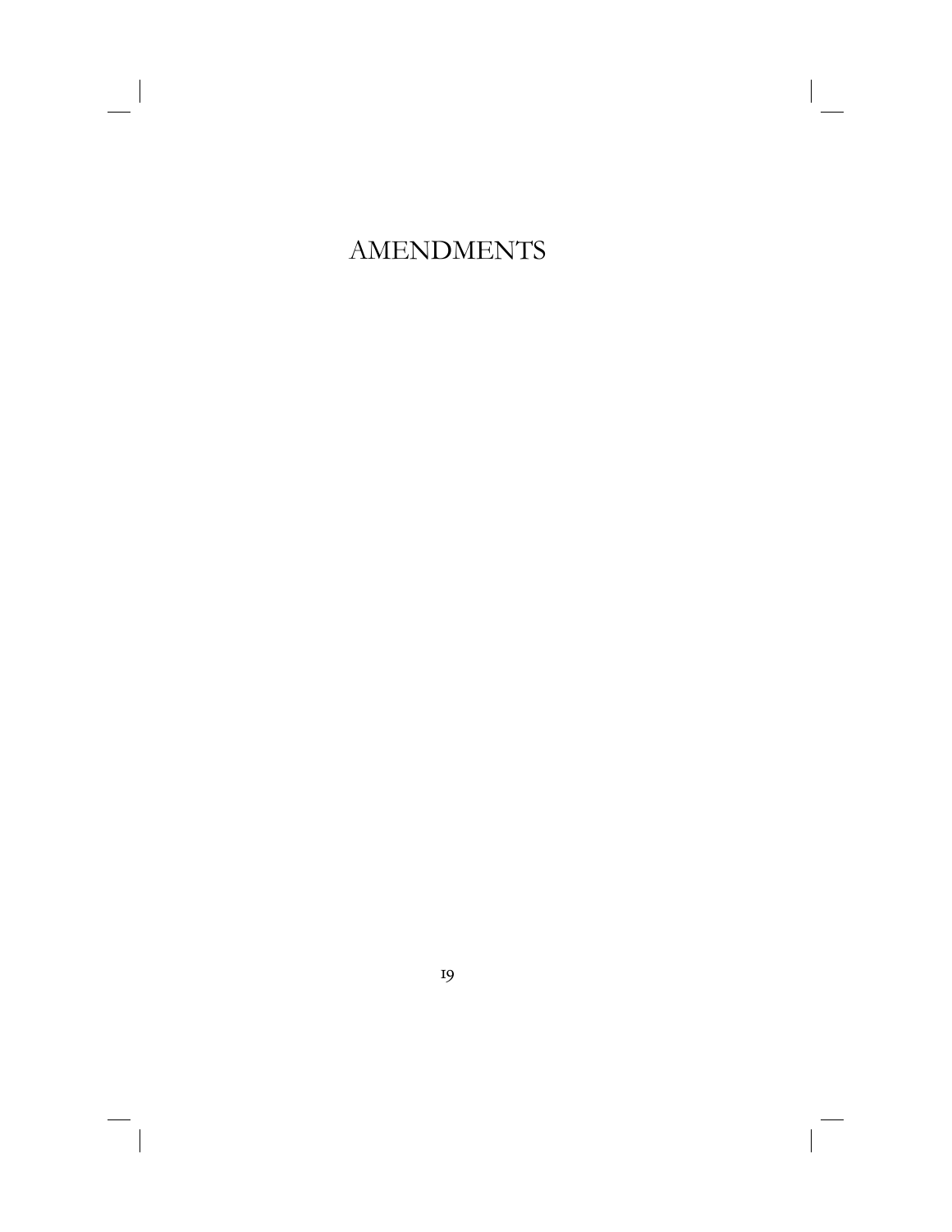# AMENDMENTS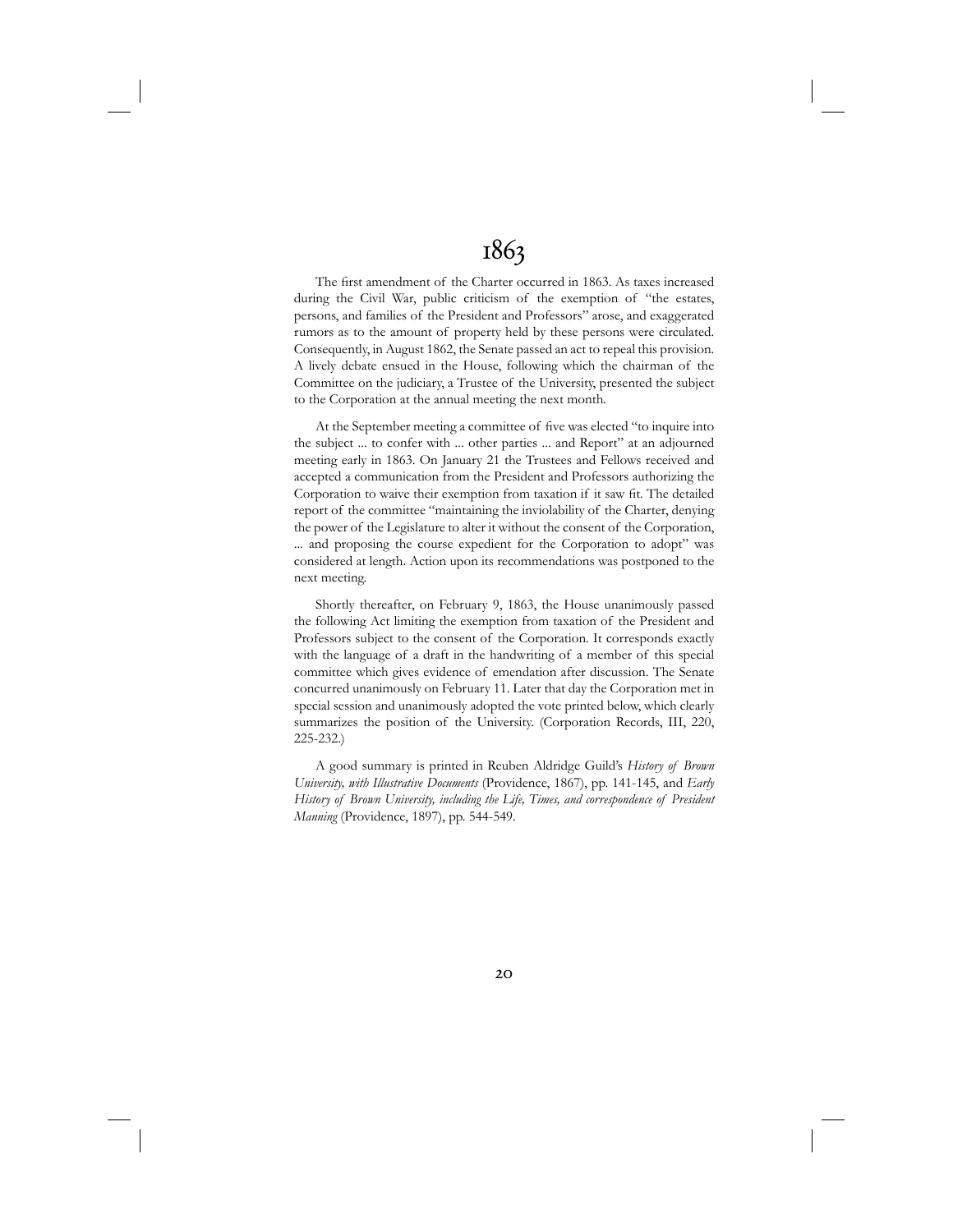# 1863

The first amendment of the Charter occurred in 1863. As taxes increased during the Civil War, public criticism of the exemption of "the estates, persons, and families of the President and Professors" arose, and exaggerated rumors as to the amount of property held by these persons were circulated. Consequently, in August 1862, the Senate passed an act to repeal this provision. A lively debate ensued in the House, following which the chairman of the Committee on the judiciary, a Trustee of the University, presented the subject to the Corporation at the annual meeting the next month.

At the September meeting a committee of five was elected "to inquire into the subject ... to confer with ... other parties ... and Report" at an adjourned meeting early in 1863. On January 21 the Trustees and Fellows received and accepted a communication from the President and Professors authorizing the Corporation to waive their exemption from taxation if it saw fit. The detailed report of the committee "maintaining the inviolability of the Charter, denying the power of the Legislature to alter it without the consent of the Corporation, ... and proposing the course expedient for the Corporation to adopt" was considered at length. Action upon its recommendations was postponed to the next meeting.

Shortly thereafter, on February 9, 1863, the House unanimously passed the following Act limiting the exemption from taxation of the President and Professors subject to the consent of the Corporation. It corresponds exactly with the language of a draft in the handwriting of a member of this special committee which gives evidence of emendation after discussion. The Senate concurred unanimously on February 11. Later that day the Corporation met in special session and unanimously adopted the vote printed below, which clearly summarizes the position of the University. (Corporation Records, III, 220, 225-232.)

A good summary is printed in Reuben Aldridge Guild's *History of Brown University, with Illustrative Documents* (Providence, 1867), pp. 141-145, and *Early History of Brown University, including the Life, Times, and correspondence of President Manning* (Providence, 1897), pp. 544-549.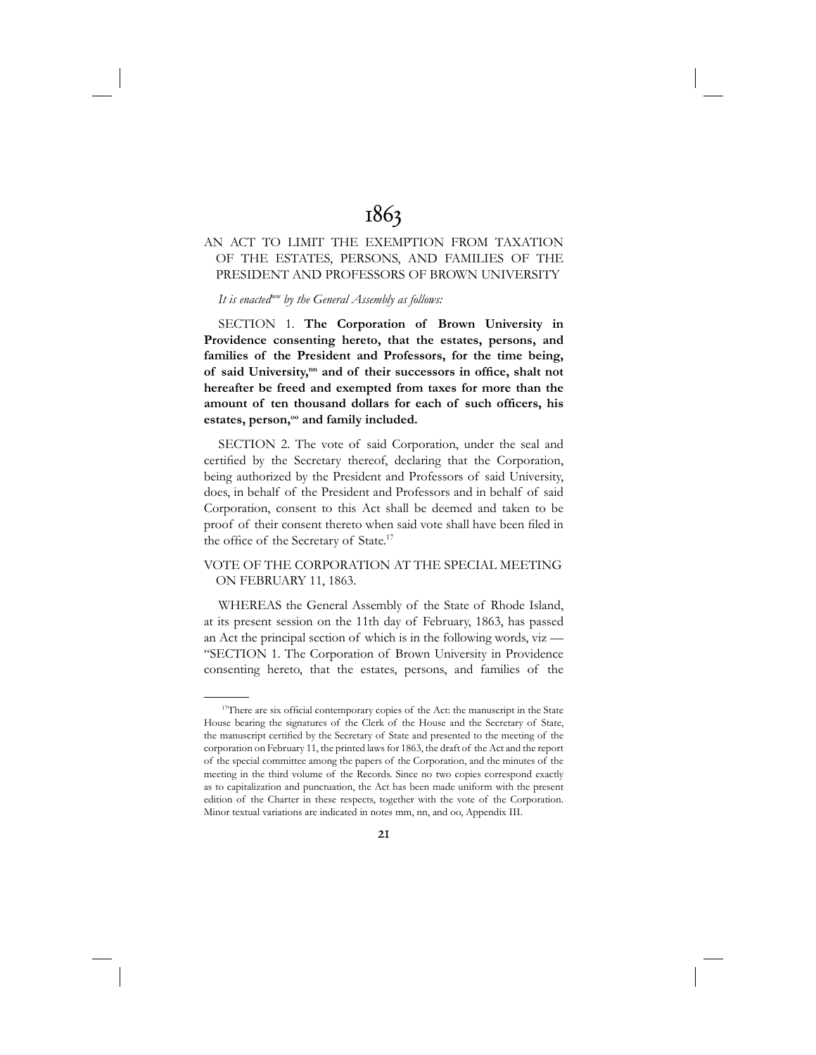# 1863

## AN ACT TO LIMIT THE EXEMPTION FROM TAXATION OF THE ESTATES, PERSONS, AND FAMILIES OF THE PRESIDENT AND PROFESSORS OF BROWN UNIVERSITY

*It is enacted*[mm] *by the General Assembly as follows:*

SECTION 1. **The Corporation of Brown University in Providence consenting hereto, that the estates, persons, and families of the President and Professors, for the time being, of said University,**[nn] **and of their successors in office, shalt not hereafter be freed and exempted from taxes for more than the amount of ten thousand dollars for each of such officers, his estates, person,**[oo] **and family included.**

SECTION 2. The vote of said Corporation, under the seal and certified by the Secretary thereof, declaring that the Corporation, being authorized by the President and Professors of said University, does, in behalf of the President and Professors and in behalf of said Corporation, consent to this Act shall be deemed and taken to be proof of their consent thereto when said vote shall have been filed in the office of the Secretary of State.[17]

## VOTE OF THE CORPORATION AT THE SPECIAL MEETING ON FEBRUARY 11, 1863.

WHEREAS the General Assembly of the State of Rhode Island, at its present session on the 11th day of February, 1863, has passed an Act the principal section of which is in the following words, viz — "SECTION 1. The Corporation of Brown University in Providence consenting hereto, that the estates, persons, and families of the

---

[17]There are six official contemporary copies of the Act: the manuscript in the State House bearing the signatures of the Clerk of the House and the Secretary of State, the manuscript certified by the Secretary of State and presented to the meeting of the corporation on February 11, the printed laws for 1863, the draft of the Act and the report of the special committee among the papers of the Corporation, and the minutes of the meeting in the third volume of the Records. Since no two copies correspond exactly as to capitalization and punctuation, the Act has been made uniform with the present edition of the Charter in these respects, together with the vote of the Corporation. Minor textual variations are indicated in notes mm, nn, and oo, Appendix III.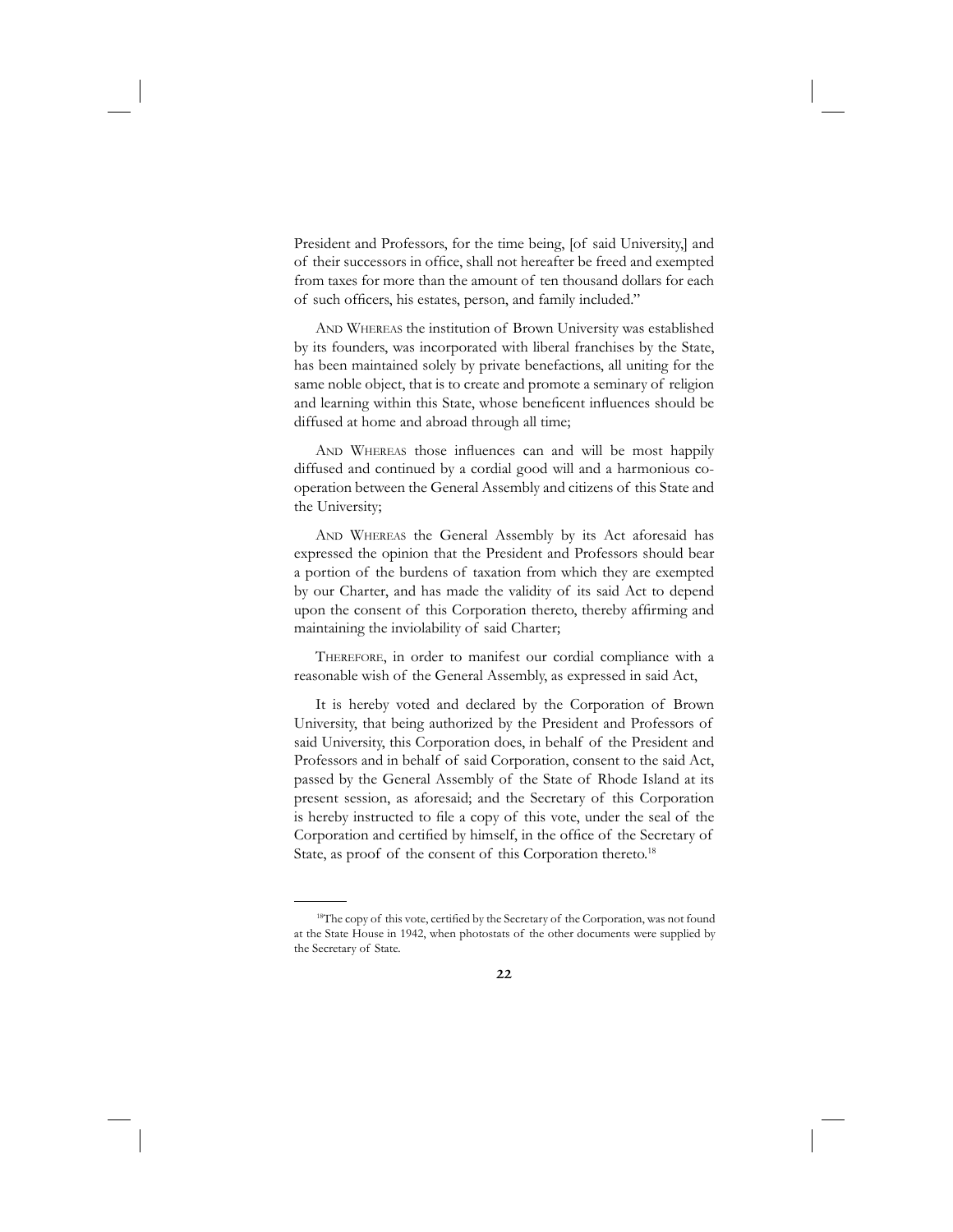President and Professors, for the time being, [of said University,] and of their successors in office, shall not hereafter be freed and exempted from taxes for more than the amount of ten thousand dollars for each of such officers, his estates, person, and family included."

And Whereas the institution of Brown University was established by its founders, was incorporated with liberal franchises by the State, has been maintained solely by private benefactions, all uniting for the same noble object, that is to create and promote a seminary of religion and learning within this State, whose beneficent influences should be diffused at home and abroad through all time;

And Whereas those influences can and will be most happily diffused and continued by a cordial good will and a harmonious co-operation between the General Assembly and citizens of this State and the University;

And Whereas the General Assembly by its Act aforesaid has expressed the opinion that the President and Professors should bear a portion of the burdens of taxation from which they are exempted by our Charter, and has made the validity of its said Act to depend upon the consent of this Corporation thereto, thereby affirming and maintaining the inviolability of said Charter;

Therefore, in order to manifest our cordial compliance with a reasonable wish of the General Assembly, as expressed in said Act,

It is hereby voted and declared by the Corporation of Brown University, that being authorized by the President and Professors of said University, this Corporation does, in behalf of the President and Professors and in behalf of said Corporation, consent to the said Act, passed by the General Assembly of the State of Rhode Island at its present session, as aforesaid; and the Secretary of this Corporation is hereby instructed to file a copy of this vote, under the seal of the Corporation and certified by himself, in the office of the Secretary of State, as proof of the consent of this Corporation thereto.[18]

---

[18] The copy of this vote, certified by the Secretary of the Corporation, was not found at the State House in 1942, when photostats of the other documents were supplied by the Secretary of State.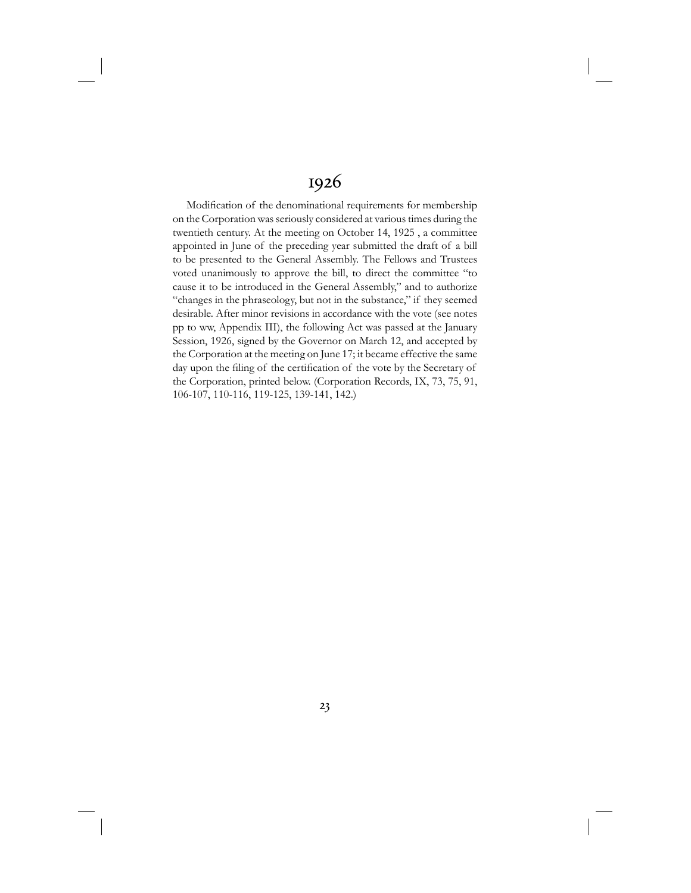# 1926

Modification of the denominational requirements for membership on the Corporation was seriously considered at various times during the twentieth century. At the meeting on October 14, 1925 , a committee appointed in June of the preceding year submitted the draft of a bill to be presented to the General Assembly. The Fellows and Trustees voted unanimously to approve the bill, to direct the committee "to cause it to be introduced in the General Assembly," and to authorize "changes in the phraseology, but not in the substance," if they seemed desirable. After minor revisions in accordance with the vote (see notes pp to ww, Appendix III), the following Act was passed at the January Session, 1926, signed by the Governor on March 12, and accepted by the Corporation at the meeting on June 17; it became effective the same day upon the filing of the certification of the vote by the Secretary of the Corporation, printed below. (Corporation Records, IX, 73, 75, 91, 106-107, 110-116, 119-125, 139-141, 142.)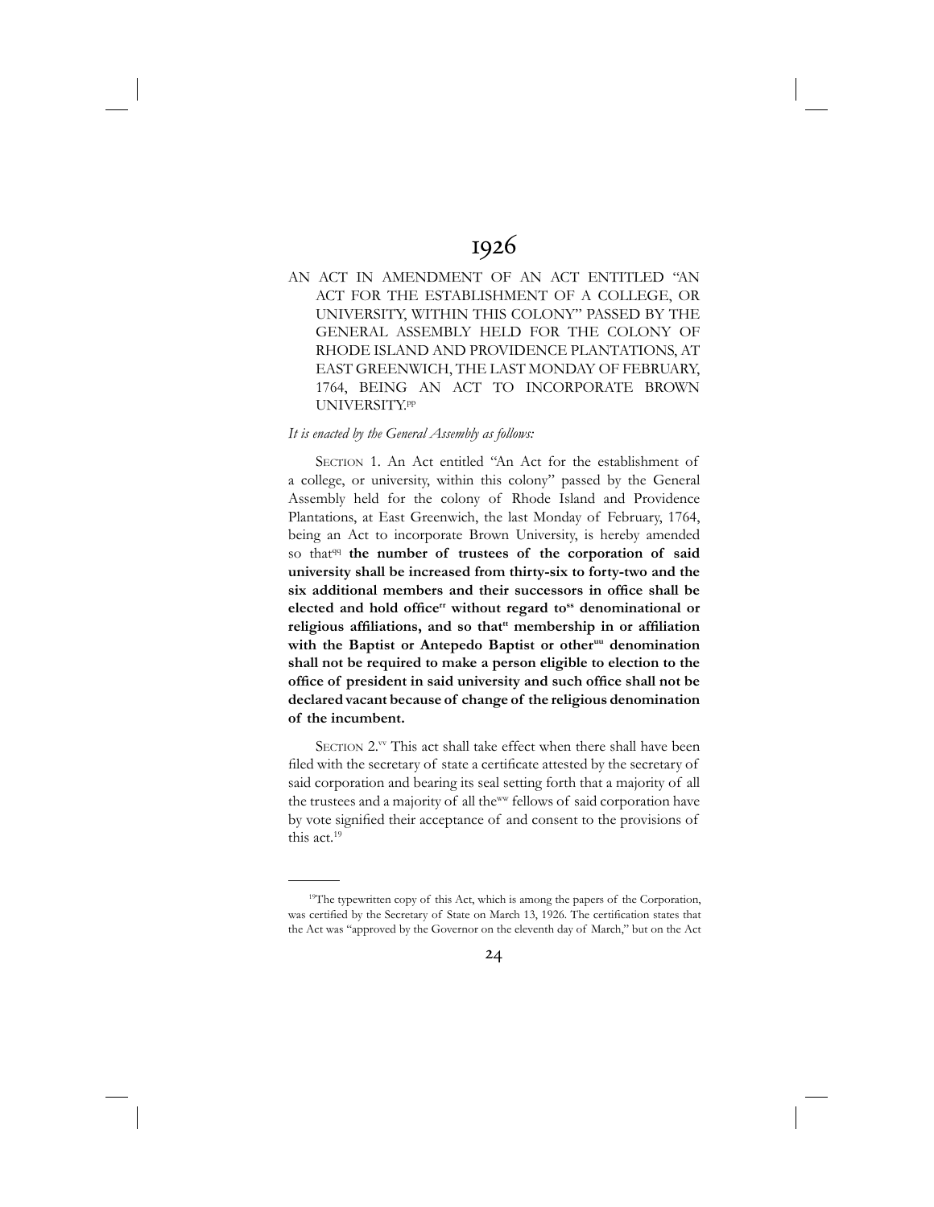# 1926

AN ACT IN AMENDMENT OF AN ACT ENTITLED "AN ACT FOR THE ESTABLISHMENT OF A COLLEGE, OR UNIVERSITY, WITHIN THIS COLONY" PASSED BY THE GENERAL ASSEMBLY HELD FOR THE COLONY OF RHODE ISLAND AND PROVIDENCE PLANTATIONS, AT EAST GREENWICH, THE LAST MONDAY OF FEBRUARY, 1764, BEING AN ACT TO INCORPORATE BROWN UNIVERSITY.[pp]

*It is enacted by the General Assembly as follows:*

SECTION 1. An Act entitled "An Act for the establishment of a college, or university, within this colony" passed by the General Assembly held for the colony of Rhode Island and Providence Plantations, at East Greenwich, the last Monday of February, 1764, being an Act to incorporate Brown University, is hereby amended so that[qq] **the number of trustees of the corporation of said university shall be increased from thirty-six to forty-two and the six additional members and their successors in office shall be elected and hold office[rr] without regard to[ss] denominational or religious affiliations, and so that[tt] membership in or affiliation with the Baptist or Antepedo Baptist or other[uu] denomination shall not be required to make a person eligible to election to the office of president in said university and such office shall not be declared vacant because of change of the religious denomination of the incumbent.**

SECTION 2.[vv] This act shall take effect when there shall have been filed with the secretary of state a certificate attested by the secretary of said corporation and bearing its seal setting forth that a majority of all the trustees and a majority of all the[ww] fellows of said corporation have by vote signified their acceptance of and consent to the provisions of this act.[19]

---

[19]The typewritten copy of this Act, which is among the papers of the Corporation, was certified by the Secretary of State on March 13, 1926. The certification states that the Act was "approved by the Governor on the eleventh day of March," but on the Act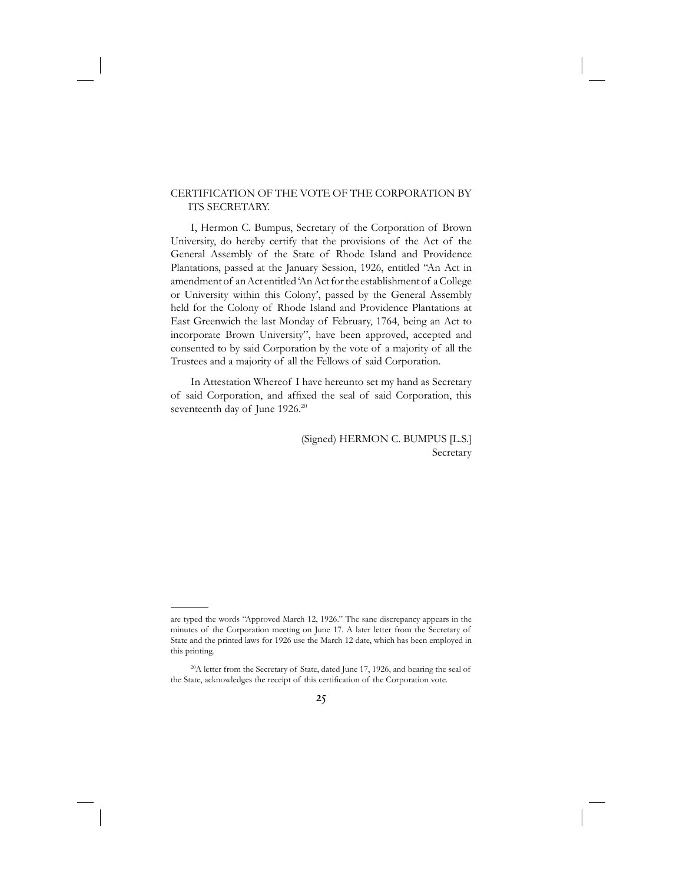## CERTIFICATION OF THE VOTE OF THE CORPORATION BY ITS SECRETARY.

I, Hermon C. Bumpus, Secretary of the Corporation of Brown University, do hereby certify that the provisions of the Act of the General Assembly of the State of Rhode Island and Providence Plantations, passed at the January Session, 1926, entitled "An Act in amendment of an Act entitled 'An Act for the establishment of a College or University within this Colony', passed by the General Assembly held for the Colony of Rhode Island and Providence Plantations at East Greenwich the last Monday of February, 1764, being an Act to incorporate Brown University", have been approved, accepted and consented to by said Corporation by the vote of a majority of all the Trustees and a majority of all the Fellows of said Corporation.

In Attestation Whereof I have hereunto set my hand as Secretary of said Corporation, and affixed the seal of said Corporation, this seventeenth day of June 1926.[20]

(Signed) HERMON C. BUMPUS [L.S.]
Secretary

---

are typed the words "Approved March 12, 1926." The sane discrepancy appears in the minutes of the Corporation meeting on June 17. A later letter from the Secretary of State and the printed laws for 1926 use the March 12 date, which has been employed in this printing.

[20]A letter from the Secretary of State, dated June 17, 1926, and bearing the seal of the State, acknowledges the receipt of this certification of the Corporation vote.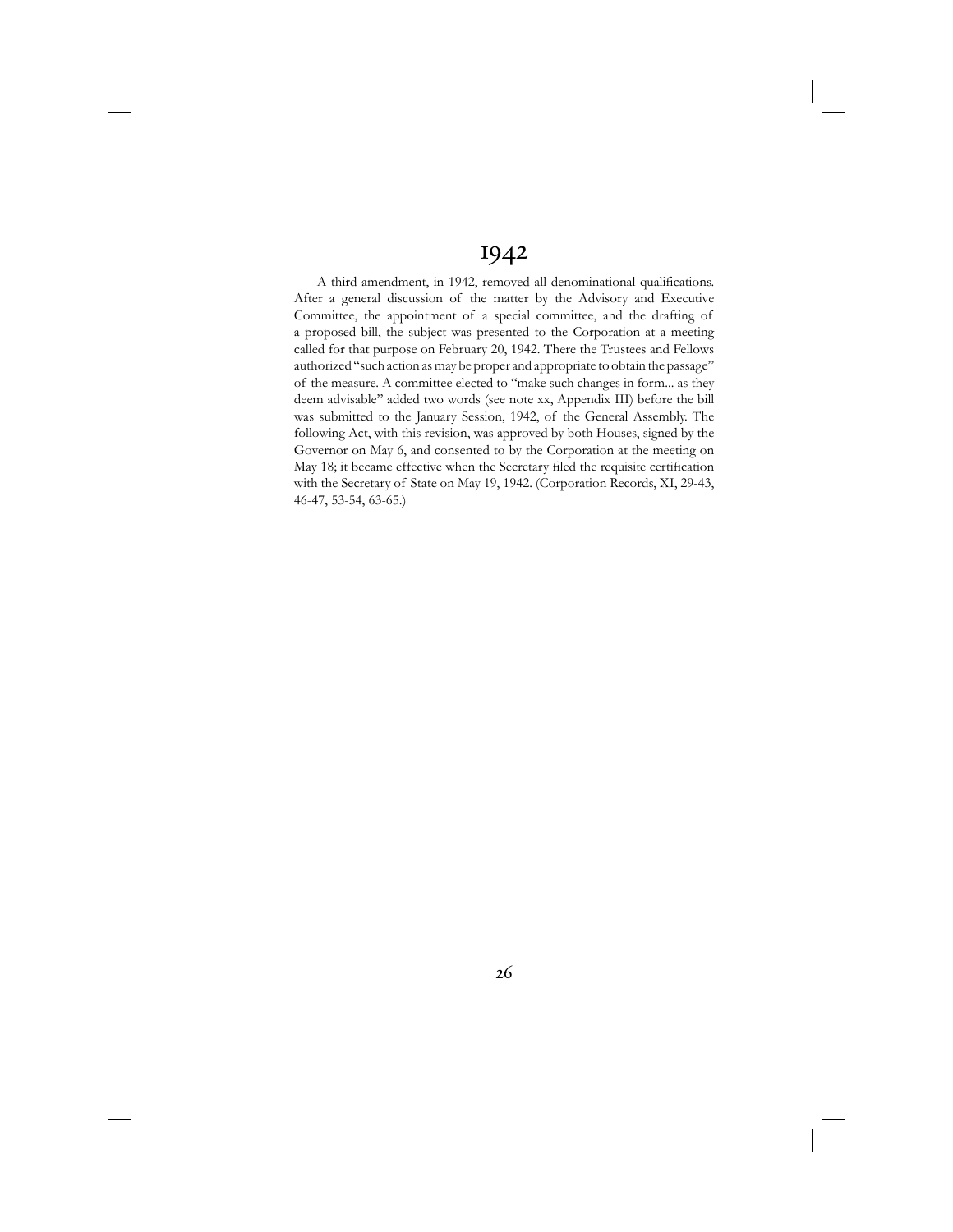# 1942

A third amendment, in 1942, removed all denominational qualifications. After a general discussion of the matter by the Advisory and Executive Committee, the appointment of a special committee, and the drafting of a proposed bill, the subject was presented to the Corporation at a meeting called for that purpose on February 20, 1942. There the Trustees and Fellows authorized "such action as may be proper and appropriate to obtain the passage" of the measure. A committee elected to "make such changes in form... as they deem advisable" added two words (see note xx, Appendix III) before the bill was submitted to the January Session, 1942, of the General Assembly. The following Act, with this revision, was approved by both Houses, signed by the Governor on May 6, and consented to by the Corporation at the meeting on May 18; it became effective when the Secretary filed the requisite certification with the Secretary of State on May 19, 1942. (Corporation Records, XI, 29-43, 46-47, 53-54, 63-65.)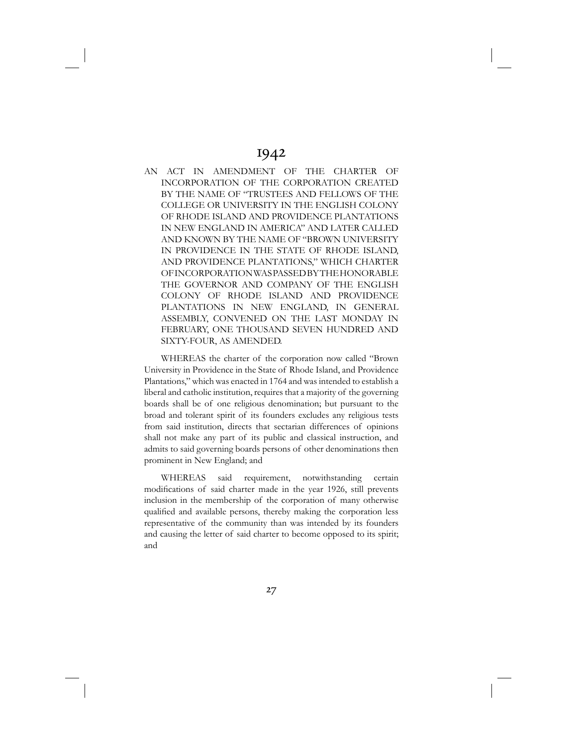# 1942

AN ACT IN AMENDMENT OF THE CHARTER OF INCORPORATION OF THE CORPORATION CREATED BY THE NAME OF "TRUSTEES AND FELLOWS OF THE COLLEGE OR UNIVERSITY IN THE ENGLISH COLONY OF RHODE ISLAND AND PROVIDENCE PLANTATIONS IN NEW ENGLAND IN AMERICA" AND LATER CALLED AND KNOWN BY THE NAME OF "BROWN UNIVERSITY IN PROVIDENCE IN THE STATE OF RHODE ISLAND, AND PROVIDENCE PLANTATIONS," WHICH CHARTER OF INCORPORATION WAS PASSED BY THE HONORABLE THE GOVERNOR AND COMPANY OF THE ENGLISH COLONY OF RHODE ISLAND AND PROVIDENCE PLANTATIONS IN NEW ENGLAND, IN GENERAL ASSEMBLY, CONVENED ON THE LAST MONDAY IN FEBRUARY, ONE THOUSAND SEVEN HUNDRED AND SIXTY-FOUR, AS AMENDED.

WHEREAS the charter of the corporation now called "Brown University in Providence in the State of Rhode Island, and Providence Plantations," which was enacted in 1764 and was intended to establish a liberal and catholic institution, requires that a majority of the governing boards shall be of one religious denomination; but pursuant to the broad and tolerant spirit of its founders excludes any religious tests from said institution, directs that sectarian differences of opinions shall not make any part of its public and classical instruction, and admits to said governing boards persons of other denominations then prominent in New England; and

WHEREAS said requirement, notwithstanding certain modifications of said charter made in the year 1926, still prevents inclusion in the membership of the corporation of many otherwise qualified and available persons, thereby making the corporation less representative of the community than was intended by its founders and causing the letter of said charter to become opposed to its spirit; and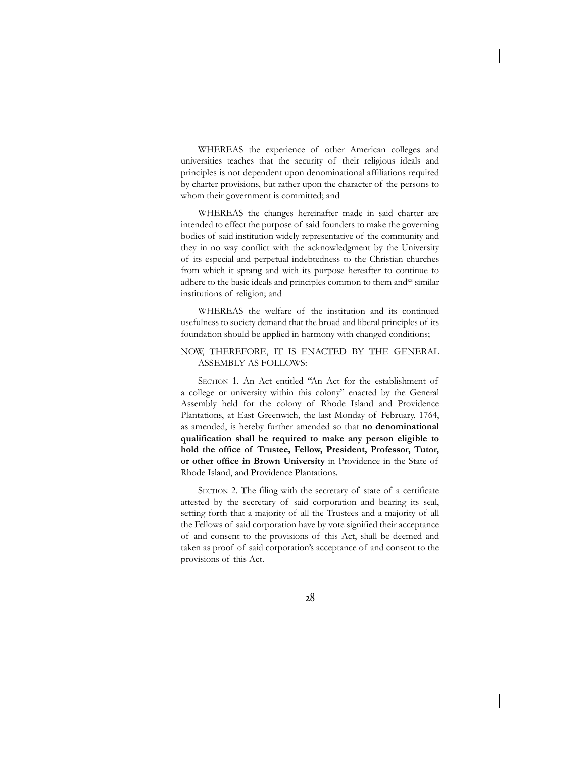WHEREAS the experience of other American colleges and universities teaches that the security of their religious ideals and principles is not dependent upon denominational affiliations required by charter provisions, but rather upon the character of the persons to whom their government is committed; and

WHEREAS the changes hereinafter made in said charter are intended to effect the purpose of said founders to make the governing bodies of said institution widely representative of the community and they in no way conflict with the acknowledgment by the University of its especial and perpetual indebtedness to the Christian churches from which it sprang and with its purpose hereafter to continue to adhere to the basic ideals and principles common to them and[xx] similar institutions of religion; and

WHEREAS the welfare of the institution and its continued usefulness to society demand that the broad and liberal principles of its foundation should be applied in harmony with changed conditions;

NOW, THEREFORE, IT IS ENACTED BY THE GENERAL ASSEMBLY AS FOLLOWS:

Section 1. An Act entitled "An Act for the establishment of a college or university within this colony" enacted by the General Assembly held for the colony of Rhode Island and Providence Plantations, at East Greenwich, the last Monday of February, 1764, as amended, is hereby further amended so that **no denominational qualification shall be required to make any person eligible to hold the office of Trustee, Fellow, President, Professor, Tutor, or other office in Brown University** in Providence in the State of Rhode Island, and Providence Plantations.

Section 2. The filing with the secretary of state of a certificate attested by the secretary of said corporation and bearing its seal, setting forth that a majority of all the Trustees and a majority of all the Fellows of said corporation have by vote signified their acceptance of and consent to the provisions of this Act, shall be deemed and taken as proof of said corporation's acceptance of and consent to the provisions of this Act.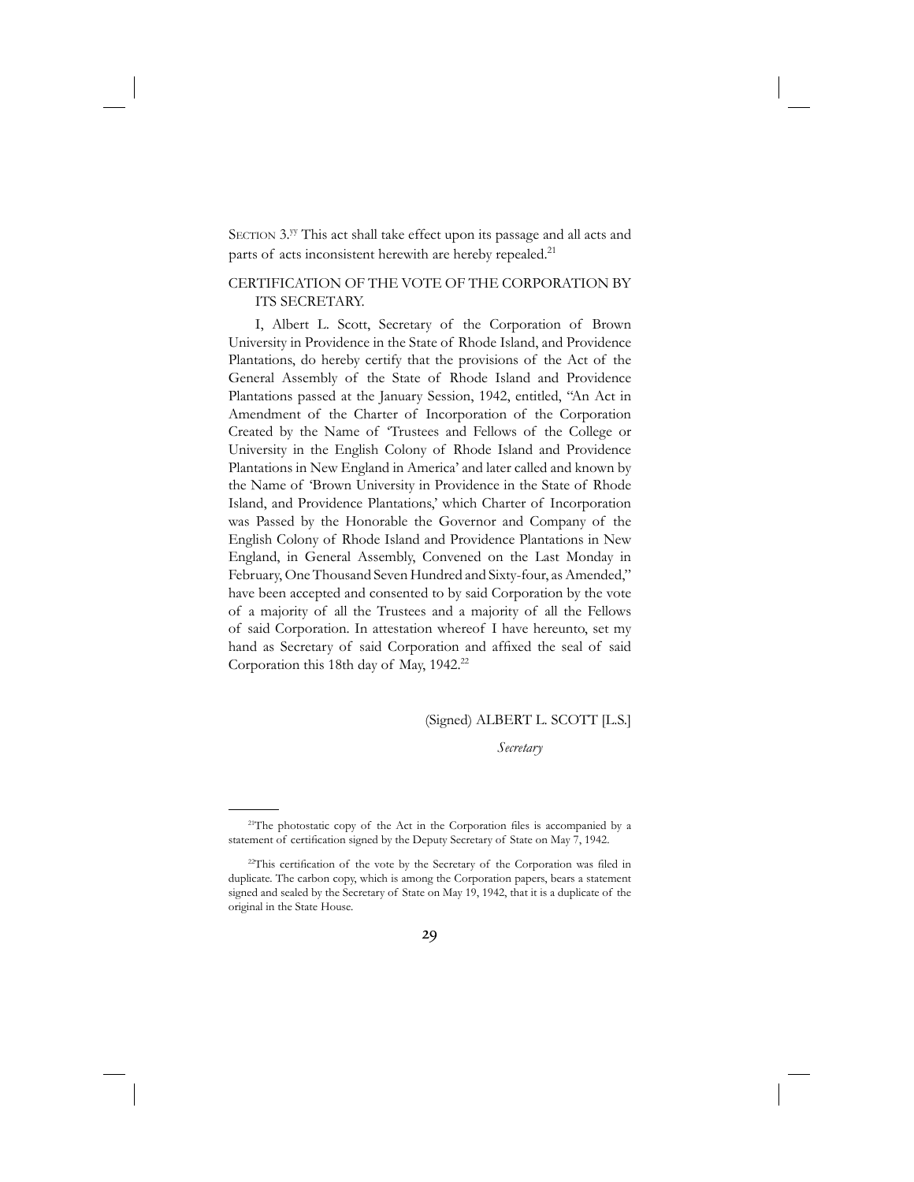SECTION 3.[yy] This act shall take effect upon its passage and all acts and parts of acts inconsistent herewith are hereby repealed.[21]

CERTIFICATION OF THE VOTE OF THE CORPORATION BY ITS SECRETARY.

I, Albert L. Scott, Secretary of the Corporation of Brown University in Providence in the State of Rhode Island, and Providence Plantations, do hereby certify that the provisions of the Act of the General Assembly of the State of Rhode Island and Providence Plantations passed at the January Session, 1942, entitled, "An Act in Amendment of the Charter of Incorporation of the Corporation Created by the Name of 'Trustees and Fellows of the College or University in the English Colony of Rhode Island and Providence Plantations in New England in America' and later called and known by the Name of 'Brown University in Providence in the State of Rhode Island, and Providence Plantations,' which Charter of Incorporation was Passed by the Honorable the Governor and Company of the English Colony of Rhode Island and Providence Plantations in New England, in General Assembly, Convened on the Last Monday in February, One Thousand Seven Hundred and Sixty-four, as Amended," have been accepted and consented to by said Corporation by the vote of a majority of all the Trustees and a majority of all the Fellows of said Corporation. In attestation whereof I have hereunto, set my hand as Secretary of said Corporation and affixed the seal of said Corporation this 18th day of May, 1942.[22]

(Signed) ALBERT L. SCOTT [L.S.]

*Secretary*

---

[21]The photostatic copy of the Act in the Corporation files is accompanied by a statement of certification signed by the Deputy Secretary of State on May 7, 1942.

[22]This certification of the vote by the Secretary of the Corporation was filed in duplicate. The carbon copy, which is among the Corporation papers, bears a statement signed and sealed by the Secretary of State on May 19, 1942, that it is a duplicate of the original in the State House.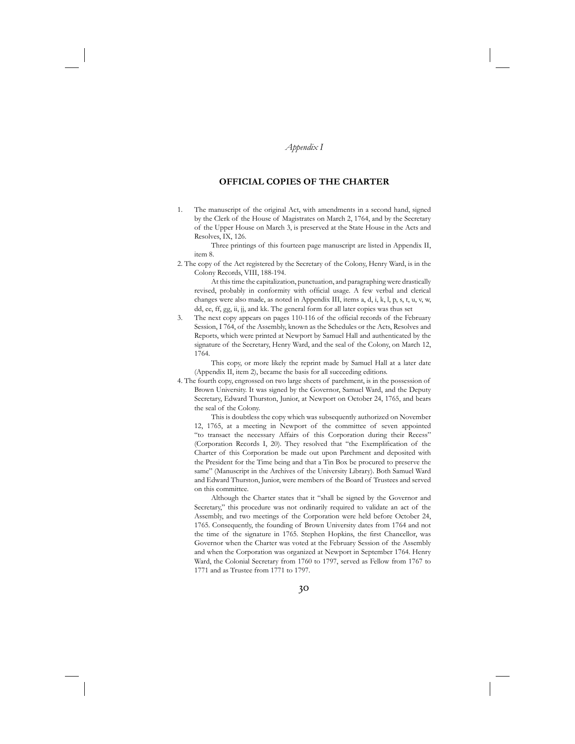*Appendix I*

## OFFICIAL COPIES OF THE CHARTER

1. The manuscript of the original Act, with amendments in a second hand, signed by the Clerk of the House of Magistrates on March 2, 1764, and by the Secretary of the Upper House on March 3, is preserved at the State House in the Acts and Resolves, IX, 126.

   Three printings of this fourteen page manuscript are listed in Appendix II, item 8.

2. The copy of the Act registered by the Secretary of the Colony, Henry Ward, is in the Colony Records, VIII, 188-194.

   At this time the capitalization, punctuation, and paragraphing were drastically revised, probably in conformity with official usage. A few verbal and clerical changes were also made, as noted in Appendix III, items a, d, i, k, l, p, s, t, u, v, w, dd, ee, ff, gg, ii, jj, and kk. The general form for all later copies was thus set

3. The next copy appears on pages 110-116 of the official records of the February Session, I 764, of the Assembly, known as the Schedules or the Acts, Resolves and Reports, which were printed at Newport by Samuel Hall and authenticated by the signature of the Secretary, Henry Ward, and the seal of the Colony, on March 12, 1764.

   This copy, or more likely the reprint made by Samuel Hall at a later date (Appendix II, item 2), became the basis for all succeeding editions.

4. The fourth copy, engrossed on two large sheets of parchment, is in the possession of Brown University. It was signed by the Governor, Samuel Ward, and the Deputy Secretary, Edward Thurston, Junior, at Newport on October 24, 1765, and bears the seal of the Colony.

   This is doubtless the copy which was subsequently authorized on November 12, 1765, at a meeting in Newport of the committee of seven appointed "to transact the necessary Affairs of this Corporation during their Recess" (Corporation Records I, 20). They resolved that "the Exemplification of the Charter of this Corporation be made out upon Parchment and deposited with the President for the Time being and that a Tin Box be procured to preserve the same" (Manuscript in the Archives of the University Library). Both Samuel Ward and Edward Thurston, Junior, were members of the Board of Trustees and served on this committee.

   Although the Charter states that it "shall be signed by the Governor and Secretary," this procedure was not ordinarily required to validate an act of the Assembly, and two meetings of the Corporation were held before October 24, 1765. Consequently, the founding of Brown University dates from 1764 and not the time of the signature in 1765. Stephen Hopkins, the first Chancellor, was Governor when the Charter was voted at the February Session of the Assembly and when the Corporation was organized at Newport in September 1764. Henry Ward, the Colonial Secretary from 1760 to 1797, served as Fellow from 1767 to 1771 and as Trustee from 1771 to 1797.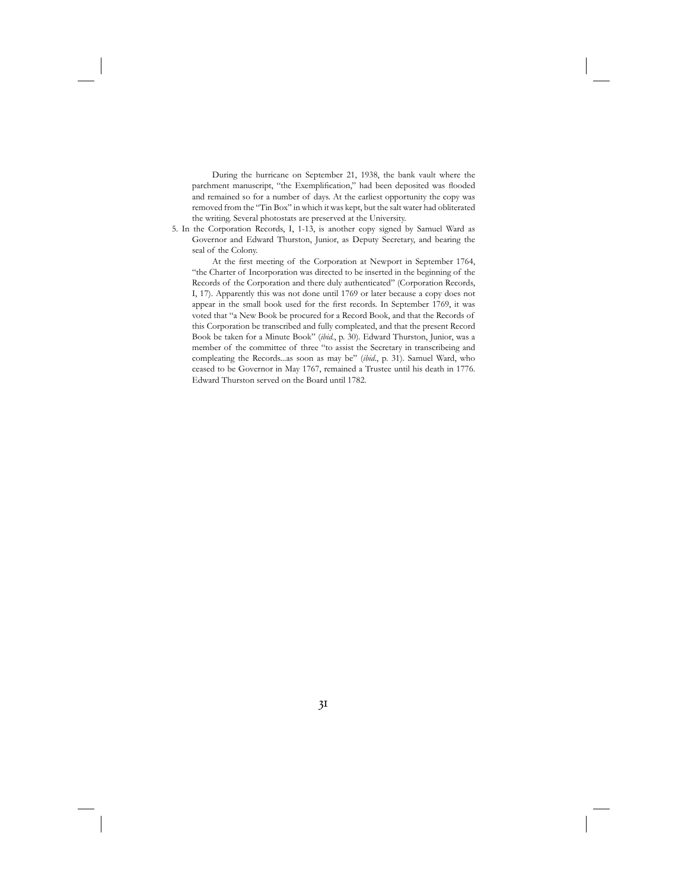During the hurricane on September 21, 1938, the bank vault where the parchment manuscript, "the Exemplification," had been deposited was flooded and remained so for a number of days. At the earliest opportunity the copy was removed from the "Tin Box" in which it was kept, but the salt water had obliterated the writing. Several photostats are preserved at the University.

5. In the Corporation Records, I, 1-13, is another copy signed by Samuel Ward as Governor and Edward Thurston, Junior, as Deputy Secretary, and bearing the seal of the Colony.

   At the first meeting of the Corporation at Newport in September 1764, "the Charter of Incorporation was directed to be inserted in the beginning of the Records of the Corporation and there duly authenticated" (Corporation Records, I, 17). Apparently this was not done until 1769 or later because a copy does not appear in the small book used for the first records. In September 1769, it was voted that "a New Book be procured for a Record Book, and that the Records of this Corporation be transcribed and fully compleated, and that the present Record Book be taken for a Minute Book" (*ibid*., p. 30). Edward Thurston, Junior, was a member of the committee of three "to assist the Secretary in transcribeing and compleating the Records...as soon as may be" (*ibid*., p. 31). Samuel Ward, who ceased to be Governor in May 1767, remained a Trustee until his death in 1776. Edward Thurston served on the Board until 1782.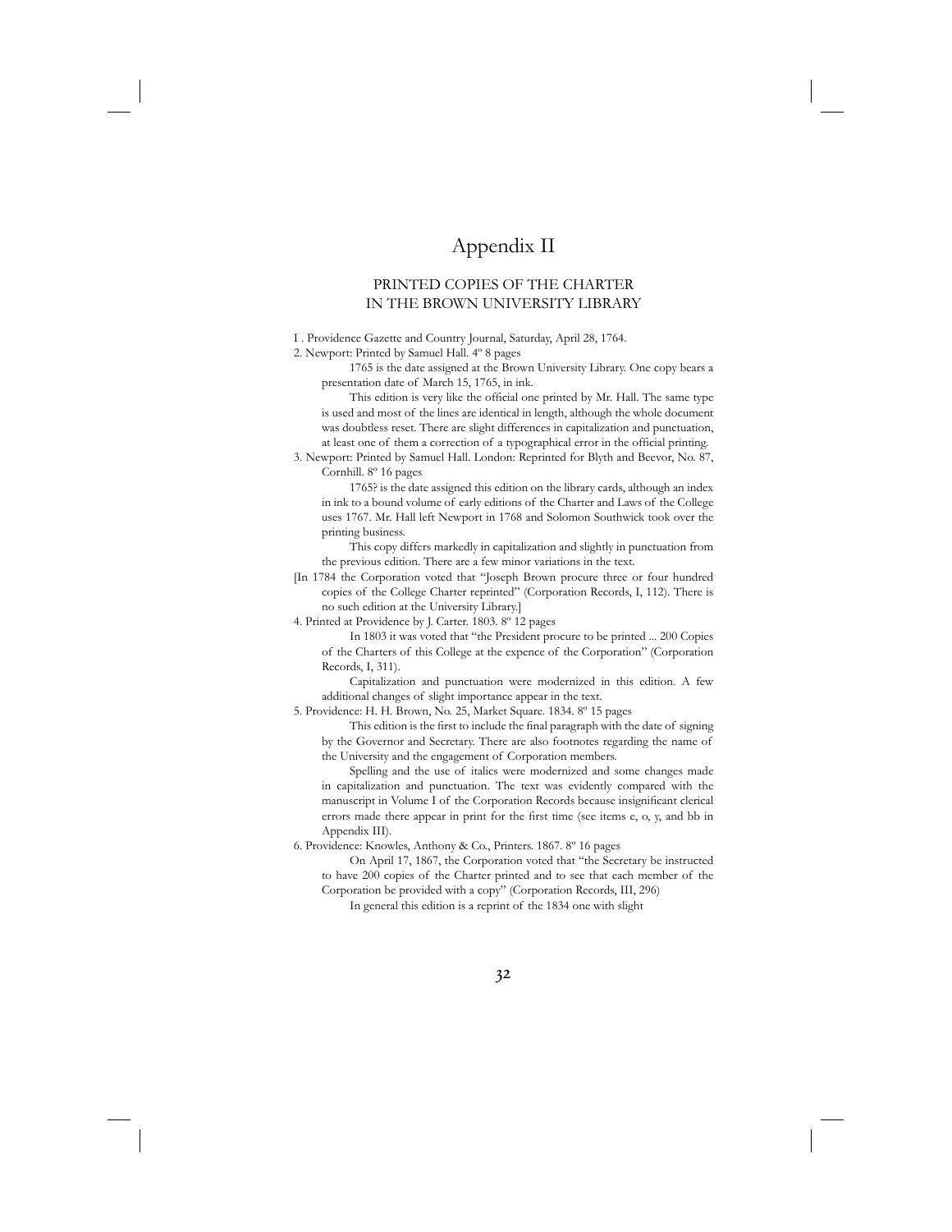# Appendix II

## PRINTED COPIES OF THE CHARTER IN THE BROWN UNIVERSITY LIBRARY

I . Providence Gazette and Country Journal, Saturday, April 28, 1764.

2. Newport: Printed by Samuel Hall. 4º 8 pages

   1765 is the date assigned at the Brown University Library. One copy bears a presentation date of March 15, 1765, in ink.

   This edition is very like the official one printed by Mr. Hall. The same type is used and most of the lines are identical in length, although the whole document was doubtless reset. There are slight differences in capitalization and punctuation, at least one of them a correction of a typographical error in the official printing.

3. Newport: Printed by Samuel Hall. London: Reprinted for Blyth and Beevor, No. 87, Cornhill. 8º 16 pages

   1765? is the date assigned this edition on the library cards, although an index in ink to a bound volume of early editions of the Charter and Laws of the College uses 1767. Mr. Hall left Newport in 1768 and Solomon Southwick took over the printing business.

   This copy differs markedly in capitalization and slightly in punctuation from the previous edition. There are a few minor variations in the text.

[In 1784 the Corporation voted that "Joseph Brown procure three or four hundred copies of the College Charter reprinted" (Corporation Records, I, 112). There is no such edition at the University Library.]

4. Printed at Providence by J. Carter. 1803. 8º 12 pages

   In 1803 it was voted that "the President procure to be printed ... 200 Copies of the Charters of this College at the expence of the Corporation" (Corporation Records, I, 311).

   Capitalization and punctuation were modernized in this edition. A few additional changes of slight importance appear in the text.

5. Providence: H. H. Brown, No. 25, Market Square. 1834. 8º 15 pages

   This edition is the first to include the final paragraph with the date of signing by the Governor and Secretary. There are also footnotes regarding the name of the University and the engagement of Corporation members.

   Spelling and the use of italics were modernized and some changes made in capitalization and punctuation. The text was evidently compared with the manuscript in Volume I of the Corporation Records because insignificant clerical errors made there appear in print for the first time (see items e, o, y, and bb in Appendix III).

6. Providence: Knowles, Anthony & Co., Printers. 1867. 8º 16 pages

   On April 17, 1867, the Corporation voted that "the Secretary be instructed to have 200 copies of the Charter printed and to see that each member of the Corporation be provided with a copy" (Corporation Records, III, 296)

   In general this edition is a reprint of the 1834 one with slight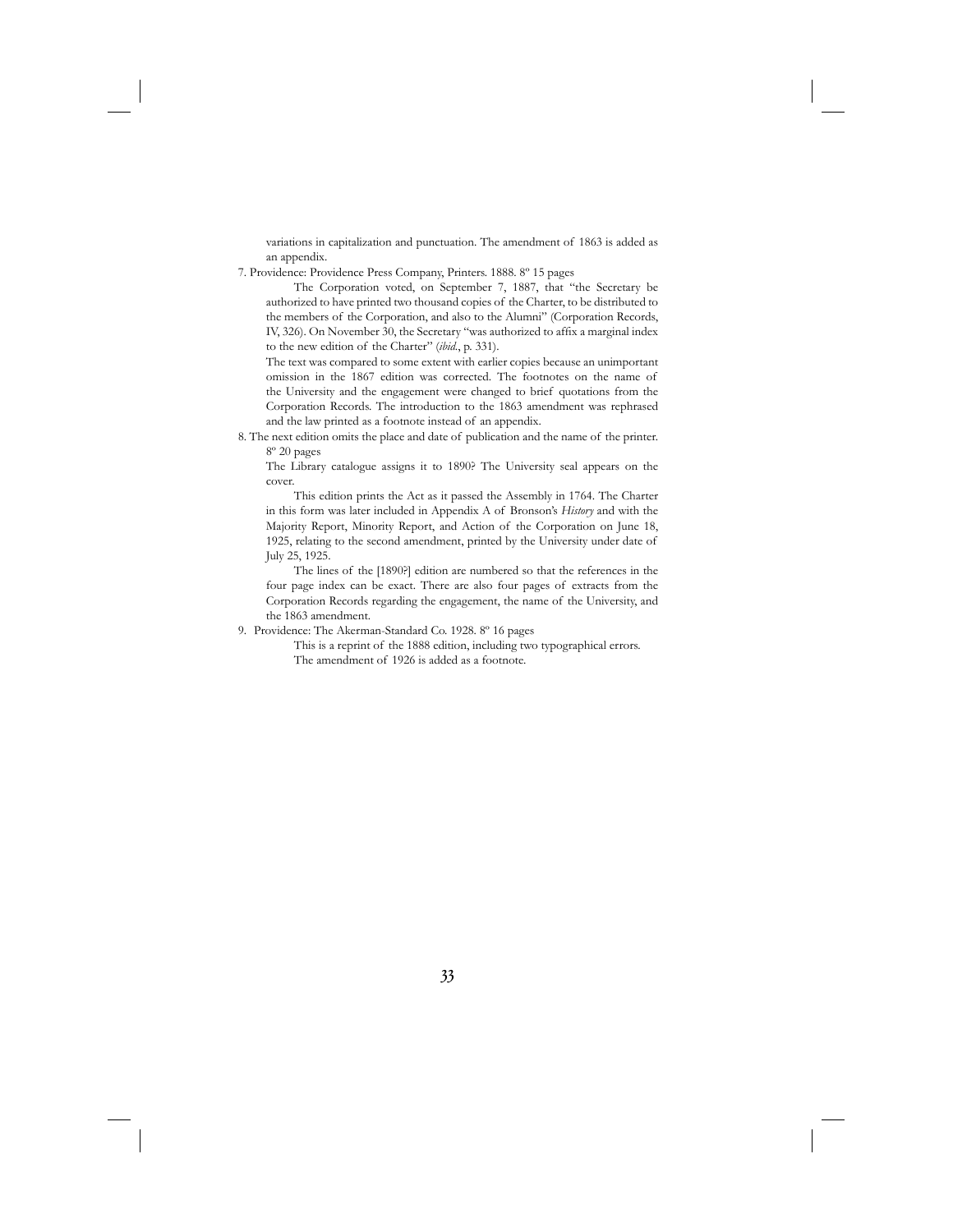variations in capitalization and punctuation. The amendment of 1863 is added as an appendix.

7. Providence: Providence Press Company, Printers. 1888. 8º 15 pages

    The Corporation voted, on September 7, 1887, that "the Secretary be authorized to have printed two thousand copies of the Charter, to be distributed to the members of the Corporation, and also to the Alumni" (Corporation Records, IV, 326). On November 30, the Secretary "was authorized to affix a marginal index to the new edition of the Charter" (*ibid.*, p. 331).

    The text was compared to some extent with earlier copies because an unimportant omission in the 1867 edition was corrected. The footnotes on the name of the University and the engagement were changed to brief quotations from the Corporation Records. The introduction to the 1863 amendment was rephrased and the law printed as a footnote instead of an appendix.

8. The next edition omits the place and date of publication and the name of the printer. 8º 20 pages

    The Library catalogue assigns it to 1890? The University seal appears on the cover.

    This edition prints the Act as it passed the Assembly in 1764. The Charter in this form was later included in Appendix A of Bronson's *History* and with the Majority Report, Minority Report, and Action of the Corporation on June 18, 1925, relating to the second amendment, printed by the University under date of July 25, 1925.

    The lines of the [1890?] edition are numbered so that the references in the four page index can be exact. There are also four pages of extracts from the Corporation Records regarding the engagement, the name of the University, and the 1863 amendment.

9. Providence: The Akerman-Standard Co. 1928. 8º 16 pages

    This is a reprint of the 1888 edition, including two typographical errors. The amendment of 1926 is added as a footnote.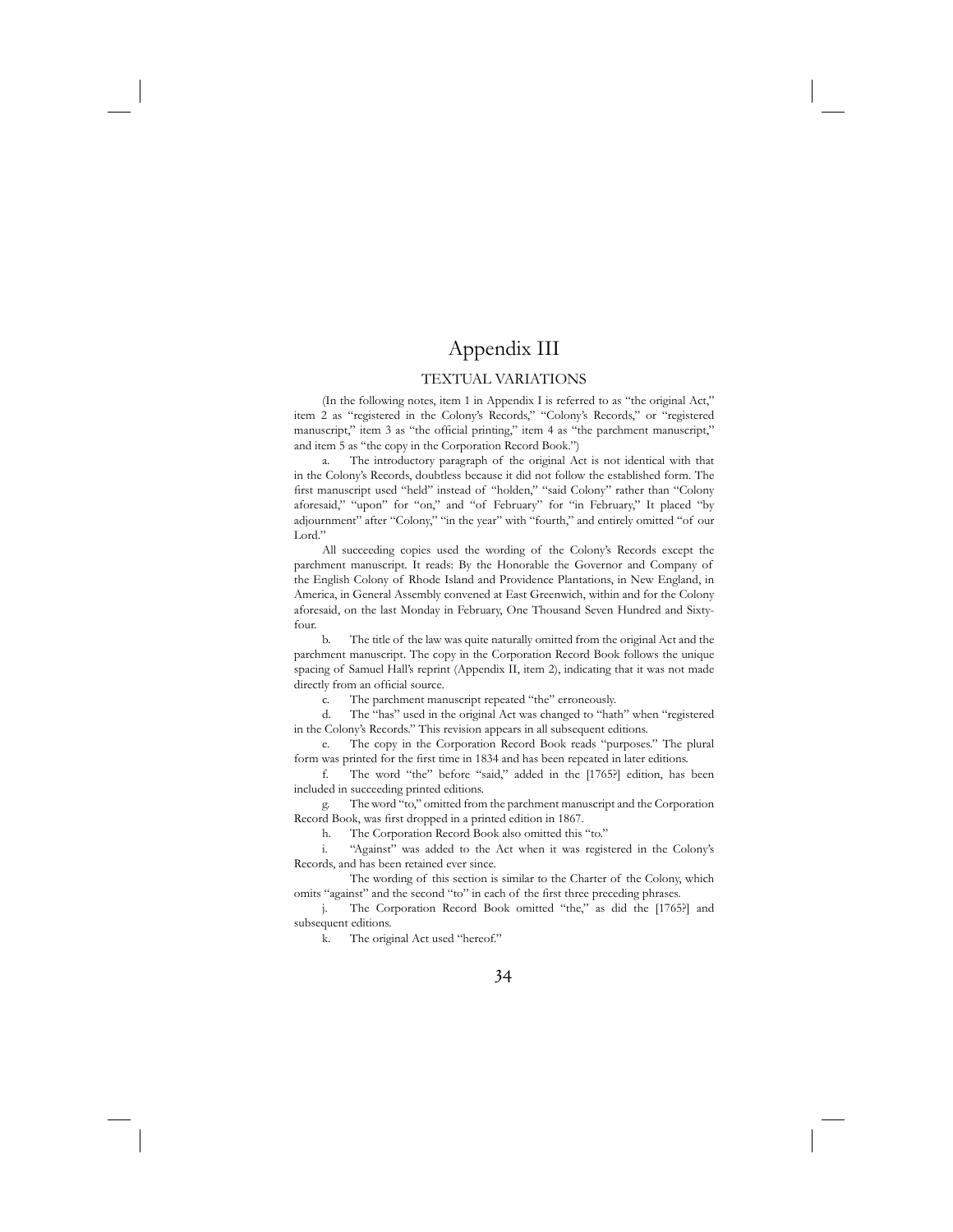# Appendix III

## TEXTUAL VARIATIONS

(In the following notes, item 1 in Appendix I is referred to as "the original Act," item 2 as "registered in the Colony's Records," "Colony's Records," or "registered manuscript," item 3 as "the official printing," item 4 as "the parchment manuscript," and item 5 as "the copy in the Corporation Record Book.")

a. The introductory paragraph of the original Act is not identical with that in the Colony's Records, doubtless because it did not follow the established form. The first manuscript used "held" instead of "holden," "said Colony" rather than "Colony aforesaid," "upon" for "on," and "of February" for "in February," It placed "by adjournment" after "Colony," "in the year" with "fourth," and entirely omitted "of our Lord."

All succeeding copies used the wording of the Colony's Records except the parchment manuscript. It reads: By the Honorable the Governor and Company of the English Colony of Rhode Island and Providence Plantations, in New England, in America, in General Assembly convened at East Greenwich, within and for the Colony aforesaid, on the last Monday in February, One Thousand Seven Hundred and Sixty-four.

b. The title of the law was quite naturally omitted from the original Act and the parchment manuscript. The copy in the Corporation Record Book follows the unique spacing of Samuel Hall's reprint (Appendix II, item 2), indicating that it was not made directly from an official source.

c. The parchment manuscript repeated "the" erroneously.

d. The "has" used in the original Act was changed to "hath" when "registered in the Colony's Records." This revision appears in all subsequent editions.

e. The copy in the Corporation Record Book reads "purposes." The plural form was printed for the first time in 1834 and has been repeated in later editions.

f. The word "the" before "said," added in the [1765?] edition, has been included in succeeding printed editions.

g. The word "to," omitted from the parchment manuscript and the Corporation Record Book, was first dropped in a printed edition in 1867.

h. The Corporation Record Book also omitted this "to."

i. "Against" was added to the Act when it was registered in the Colony's Records, and has been retained ever since.

The wording of this section is similar to the Charter of the Colony, which omits "against" and the second "to" in each of the first three preceding phrases.

j. The Corporation Record Book omitted "the," as did the [1765?] and subsequent editions.

k. The original Act used "hereof."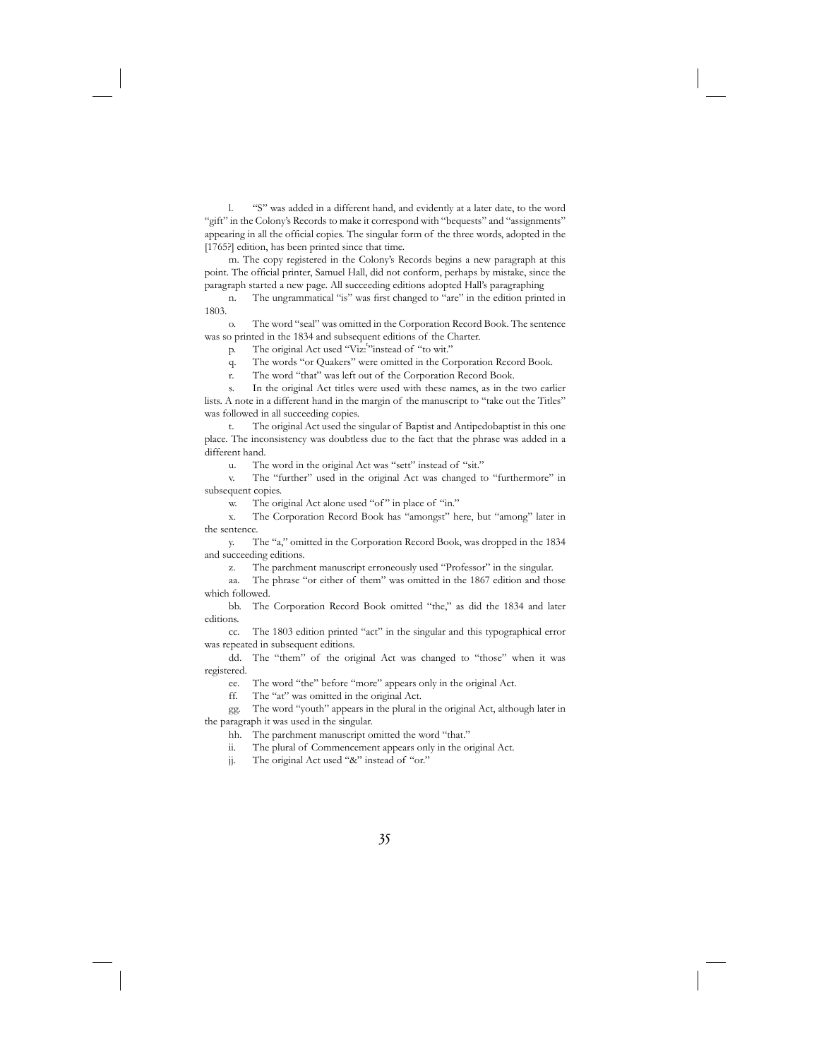l. "S" was added in a different hand, and evidently at a later date, to the word "gift" in the Colony's Records to make it correspond with "bequests" and "assignments" appearing in all the official copies. The singular form of the three words, adopted in the [1765?] edition, has been printed since that time.

m. The copy registered in the Colony's Records begins a new paragraph at this point. The official printer, Samuel Hall, did not conform, perhaps by mistake, since the paragraph started a new page. All succeeding editions adopted Hall's paragraphing

n. The ungrammatical "is" was first changed to "are" in the edition printed in 1803.

o. The word "seal" was omitted in the Corporation Record Book. The sentence was so printed in the 1834 and subsequent editions of the Charter.

p. The original Act used "Viz:'"instead of "to wit."

q. The words "or Quakers" were omitted in the Corporation Record Book.

r. The word "that" was left out of the Corporation Record Book.

s. In the original Act titles were used with these names, as in the two earlier lists. A note in a different hand in the margin of the manuscript to "take out the Titles" was followed in all succeeding copies.

t. The original Act used the singular of Baptist and Antipedobaptist in this one place. The inconsistency was doubtless due to the fact that the phrase was added in a different hand.

u. The word in the original Act was "sett" instead of "sit."

v. The "further" used in the original Act was changed to "furthermore" in subsequent copies.

w. The original Act alone used "of" in place of "in."

x. The Corporation Record Book has "amongst" here, but "among" later in the sentence.

y. The "a," omitted in the Corporation Record Book, was dropped in the 1834 and succeeding editions.

z. The parchment manuscript erroneously used "Professor" in the singular.

aa. The phrase "or either of them" was omitted in the 1867 edition and those which followed.

bb. The Corporation Record Book omitted "the," as did the 1834 and later editions.

cc. The 1803 edition printed "act" in the singular and this typographical error was repeated in subsequent editions.

dd. The "them" of the original Act was changed to "those" when it was registered.

ee. The word "the" before "more" appears only in the original Act.

ff. The "at" was omitted in the original Act.

gg. The word "youth" appears in the plural in the original Act, although later in the paragraph it was used in the singular.

hh. The parchment manuscript omitted the word "that."

ii. The plural of Commencement appears only in the original Act.

jj. The original Act used "&" instead of "or."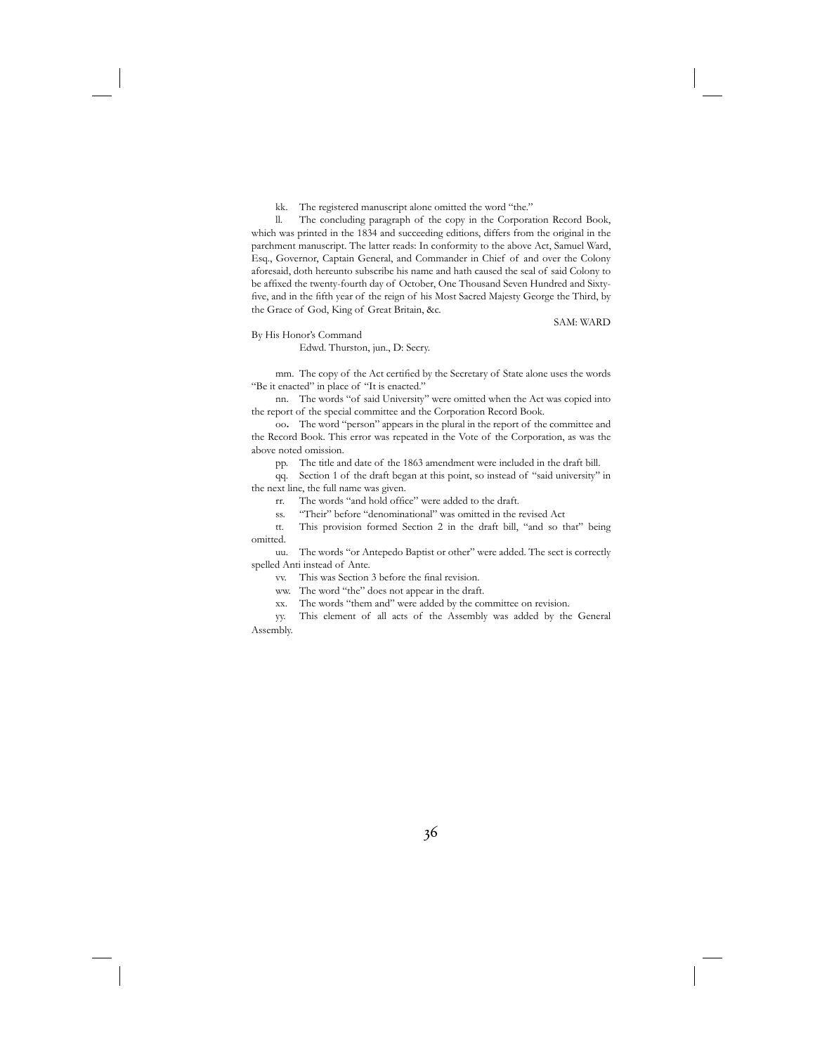kk. The registered manuscript alone omitted the word "the."

ll. The concluding paragraph of the copy in the Corporation Record Book, which was printed in the 1834 and succeeding editions, differs from the original in the parchment manuscript. The latter reads: In conformity to the above Act, Samuel Ward, Esq., Governor, Captain General, and Commander in Chief of and over the Colony aforesaid, doth hereunto subscribe his name and hath caused the seal of said Colony to be affixed the twenty-fourth day of October, One Thousand Seven Hundred and Sixty-five, and in the fifth year of the reign of his Most Sacred Majesty George the Third, by the Grace of God, King of Great Britain, &c.

SAM: WARD

By His Honor's Command

Edwd. Thurston, jun., D: Secry.

mm. The copy of the Act certified by the Secretary of State alone uses the words "Be it enacted" in place of "It is enacted."

nn. The words "of said University" were omitted when the Act was copied into the report of the special committee and the Corporation Record Book.

oo. The word "person" appears in the plural in the report of the committee and the Record Book. This error was repeated in the Vote of the Corporation, as was the above noted omission.

pp. The title and date of the 1863 amendment were included in the draft bill.

qq. Section 1 of the draft began at this point, so instead of "said university" in the next line, the full name was given.

rr. The words "and hold office" were added to the draft.

ss. "Their" before "denominational" was omitted in the revised Act

tt. This provision formed Section 2 in the draft bill, "and so that" being omitted.

uu. The words "or Antepedo Baptist or other" were added. The sect is correctly spelled Anti instead of Ante.

vv. This was Section 3 before the final revision.

ww. The word "the" does not appear in the draft.

xx. The words "them and" were added by the committee on revision.

yy. This element of all acts of the Assembly was added by the General Assembly.